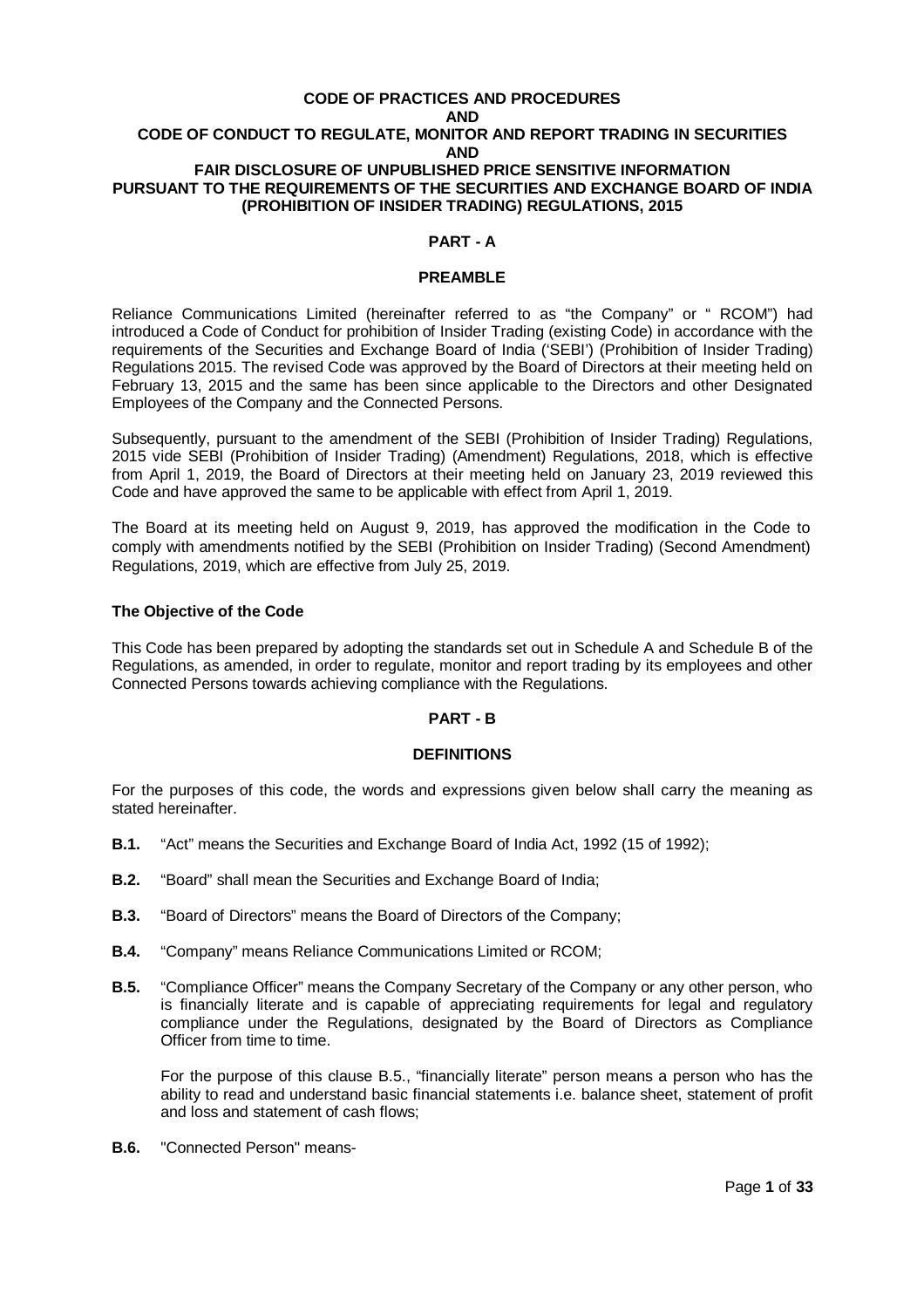# CODE OF PRACTICES AND PROCEDURES
# AND
# CODE OF CONDUCT TO REGULATE, MONITOR AND REPORT TRADING IN SECURITIES
# AND
# FAIR DISCLOSURE OF UNPUBLISHED PRICE SENSITIVE INFORMATION PURSUANT TO THE REQUIREMENTS OF THE SECURITIES AND EXCHANGE BOARD OF INDIA (PROHIBITION OF INSIDER TRADING) REGULATIONS, 2015

## PART - A

### PREAMBLE

Reliance Communications Limited (hereinafter referred to as "the Company" or " RCOM") had introduced a Code of Conduct for prohibition of Insider Trading (existing Code) in accordance with the requirements of the Securities and Exchange Board of India ('SEBI') (Prohibition of Insider Trading) Regulations 2015. The revised Code was approved by the Board of Directors at their meeting held on February 13, 2015 and the same has been since applicable to the Directors and other Designated Employees of the Company and the Connected Persons.

Subsequently, pursuant to the amendment of the SEBI (Prohibition of Insider Trading) Regulations, 2015 vide SEBI (Prohibition of Insider Trading) (Amendment) Regulations, 2018, which is effective from April 1, 2019, the Board of Directors at their meeting held on January 23, 2019 reviewed this Code and have approved the same to be applicable with effect from April 1, 2019.

The Board at its meeting held on August 9, 2019, has approved the modification in the Code to comply with amendments notified by the SEBI (Prohibition on Insider Trading) (Second Amendment) Regulations, 2019, which are effective from July 25, 2019.

**The Objective of the Code**

This Code has been prepared by adopting the standards set out in Schedule A and Schedule B of the Regulations, as amended, in order to regulate, monitor and report trading by its employees and other Connected Persons towards achieving compliance with the Regulations.

## PART - B

### DEFINITIONS

For the purposes of this code, the words and expressions given below shall carry the meaning as stated hereinafter.

**B.1.** "Act" means the Securities and Exchange Board of India Act, 1992 (15 of 1992);

**B.2.** "Board" shall mean the Securities and Exchange Board of India;

**B.3.** "Board of Directors" means the Board of Directors of the Company;

**B.4.** "Company" means Reliance Communications Limited or RCOM;

**B.5.** "Compliance Officer" means the Company Secretary of the Company or any other person, who is financially literate and is capable of appreciating requirements for legal and regulatory compliance under the Regulations, designated by the Board of Directors as Compliance Officer from time to time.

For the purpose of this clause B.5., "financially literate" person means a person who has the ability to read and understand basic financial statements i.e. balance sheet, statement of profit and loss and statement of cash flows;

**B.6.** "Connected Person" means-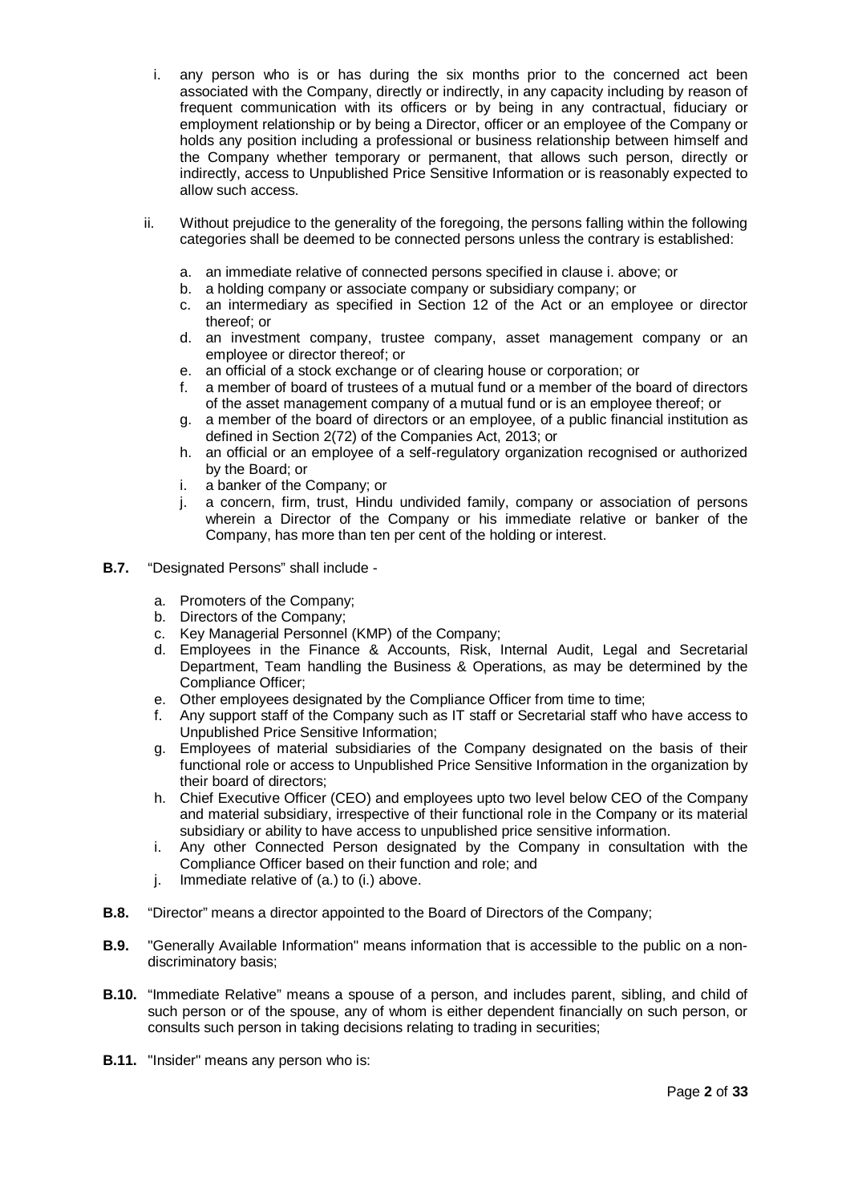i. any person who is or has during the six months prior to the concerned act been associated with the Company, directly or indirectly, in any capacity including by reason of frequent communication with its officers or by being in any contractual, fiduciary or employment relationship or by being a Director, officer or an employee of the Company or holds any position including a professional or business relationship between himself and the Company whether temporary or permanent, that allows such person, directly or indirectly, access to Unpublished Price Sensitive Information or is reasonably expected to allow such access.

ii. Without prejudice to the generality of the foregoing, the persons falling within the following categories shall be deemed to be connected persons unless the contrary is established:

   a. an immediate relative of connected persons specified in clause i. above; or
   b. a holding company or associate company or subsidiary company; or
   c. an intermediary as specified in Section 12 of the Act or an employee or director thereof; or
   d. an investment company, trustee company, asset management company or an employee or director thereof; or
   e. an official of a stock exchange or of clearing house or corporation; or
   f. a member of board of trustees of a mutual fund or a member of the board of directors of the asset management company of a mutual fund or is an employee thereof; or
   g. a member of the board of directors or an employee, of a public financial institution as defined in Section 2(72) of the Companies Act, 2013; or
   h. an official or an employee of a self-regulatory organization recognised or authorized by the Board; or
   i. a banker of the Company; or
   j. a concern, firm, trust, Hindu undivided family, company or association of persons wherein a Director of the Company or his immediate relative or banker of the Company, has more than ten per cent of the holding or interest.

**B.7.** "Designated Persons" shall include -

a. Promoters of the Company;
b. Directors of the Company;
c. Key Managerial Personnel (KMP) of the Company;
d. Employees in the Finance & Accounts, Risk, Internal Audit, Legal and Secretarial Department, Team handling the Business & Operations, as may be determined by the Compliance Officer;
e. Other employees designated by the Compliance Officer from time to time;
f. Any support staff of the Company such as IT staff or Secretarial staff who have access to Unpublished Price Sensitive Information;
g. Employees of material subsidiaries of the Company designated on the basis of their functional role or access to Unpublished Price Sensitive Information in the organization by their board of directors;
h. Chief Executive Officer (CEO) and employees upto two level below CEO of the Company and material subsidiary, irrespective of their functional role in the Company or its material subsidiary or ability to have access to unpublished price sensitive information.
i. Any other Connected Person designated by the Company in consultation with the Compliance Officer based on their function and role; and
j. Immediate relative of (a.) to (i.) above.

**B.8.** "Director" means a director appointed to the Board of Directors of the Company;

**B.9.** "Generally Available Information" means information that is accessible to the public on a non-discriminatory basis;

**B.10.** "Immediate Relative" means a spouse of a person, and includes parent, sibling, and child of such person or of the spouse, any of whom is either dependent financially on such person, or consults such person in taking decisions relating to trading in securities;

**B.11.** "Insider" means any person who is: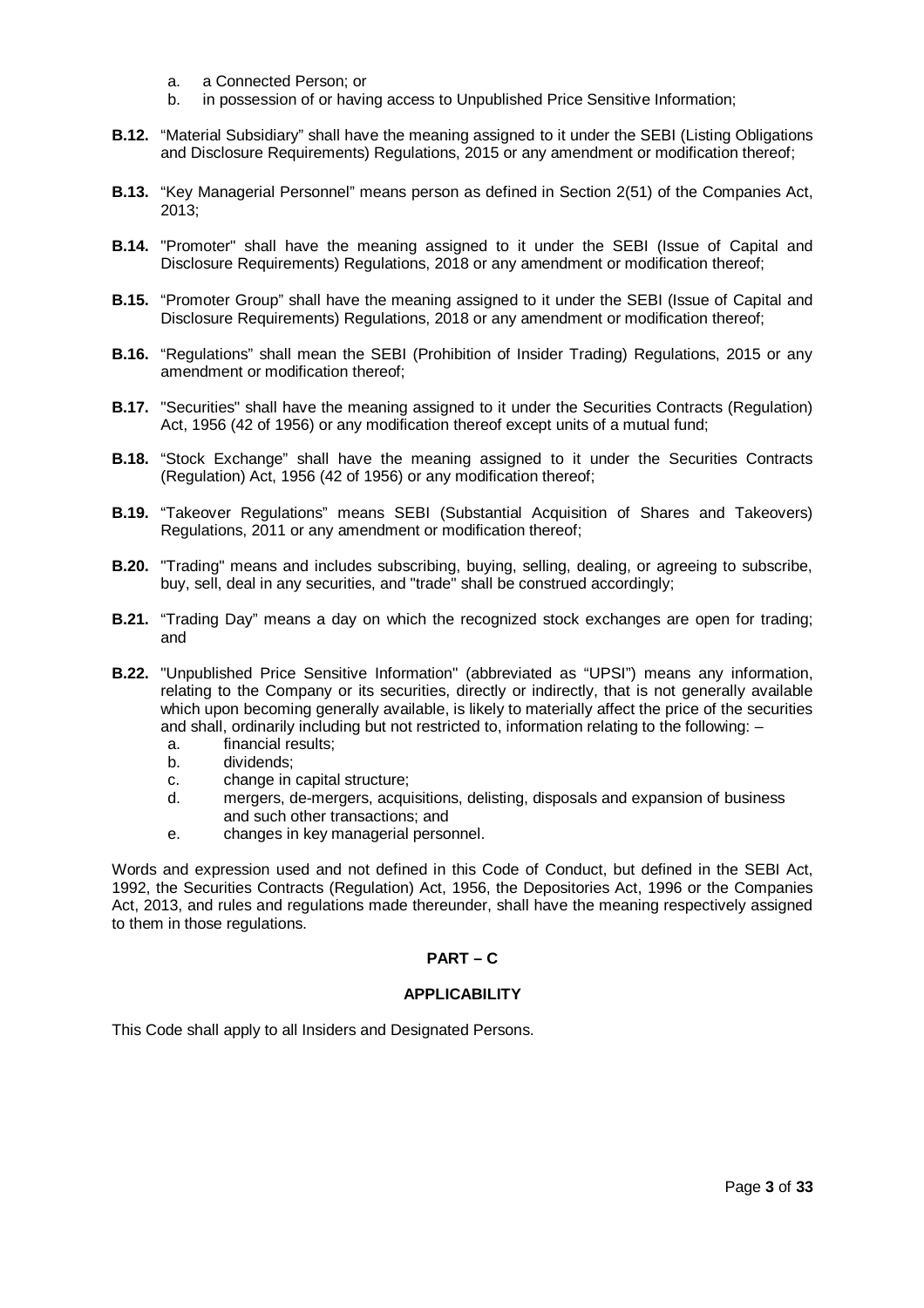a. a Connected Person; or
b. in possession of or having access to Unpublished Price Sensitive Information;

**B.12.** "Material Subsidiary" shall have the meaning assigned to it under the SEBI (Listing Obligations and Disclosure Requirements) Regulations, 2015 or any amendment or modification thereof;

**B.13.** "Key Managerial Personnel" means person as defined in Section 2(51) of the Companies Act, 2013;

**B.14.** "Promoter" shall have the meaning assigned to it under the SEBI (Issue of Capital and Disclosure Requirements) Regulations, 2018 or any amendment or modification thereof;

**B.15.** "Promoter Group" shall have the meaning assigned to it under the SEBI (Issue of Capital and Disclosure Requirements) Regulations, 2018 or any amendment or modification thereof;

**B.16.** "Regulations" shall mean the SEBI (Prohibition of Insider Trading) Regulations, 2015 or any amendment or modification thereof;

**B.17.** "Securities" shall have the meaning assigned to it under the Securities Contracts (Regulation) Act, 1956 (42 of 1956) or any modification thereof except units of a mutual fund;

**B.18.** "Stock Exchange" shall have the meaning assigned to it under the Securities Contracts (Regulation) Act, 1956 (42 of 1956) or any modification thereof;

**B.19.** "Takeover Regulations" means SEBI (Substantial Acquisition of Shares and Takeovers) Regulations, 2011 or any amendment or modification thereof;

**B.20.** "Trading" means and includes subscribing, buying, selling, dealing, or agreeing to subscribe, buy, sell, deal in any securities, and "trade" shall be construed accordingly;

**B.21.** "Trading Day" means a day on which the recognized stock exchanges are open for trading; and

**B.22.** "Unpublished Price Sensitive Information" (abbreviated as "UPSI") means any information, relating to the Company or its securities, directly or indirectly, that is not generally available which upon becoming generally available, is likely to materially affect the price of the securities and shall, ordinarily including but not restricted to, information relating to the following: –

a. financial results;
b. dividends;
c. change in capital structure;
d. mergers, de-mergers, acquisitions, delisting, disposals and expansion of business and such other transactions; and
e. changes in key managerial personnel.

Words and expression used and not defined in this Code of Conduct, but defined in the SEBI Act, 1992, the Securities Contracts (Regulation) Act, 1956, the Depositories Act, 1996 or the Companies Act, 2013, and rules and regulations made thereunder, shall have the meaning respectively assigned to them in those regulations.

## PART – C

### APPLICABILITY

This Code shall apply to all Insiders and Designated Persons.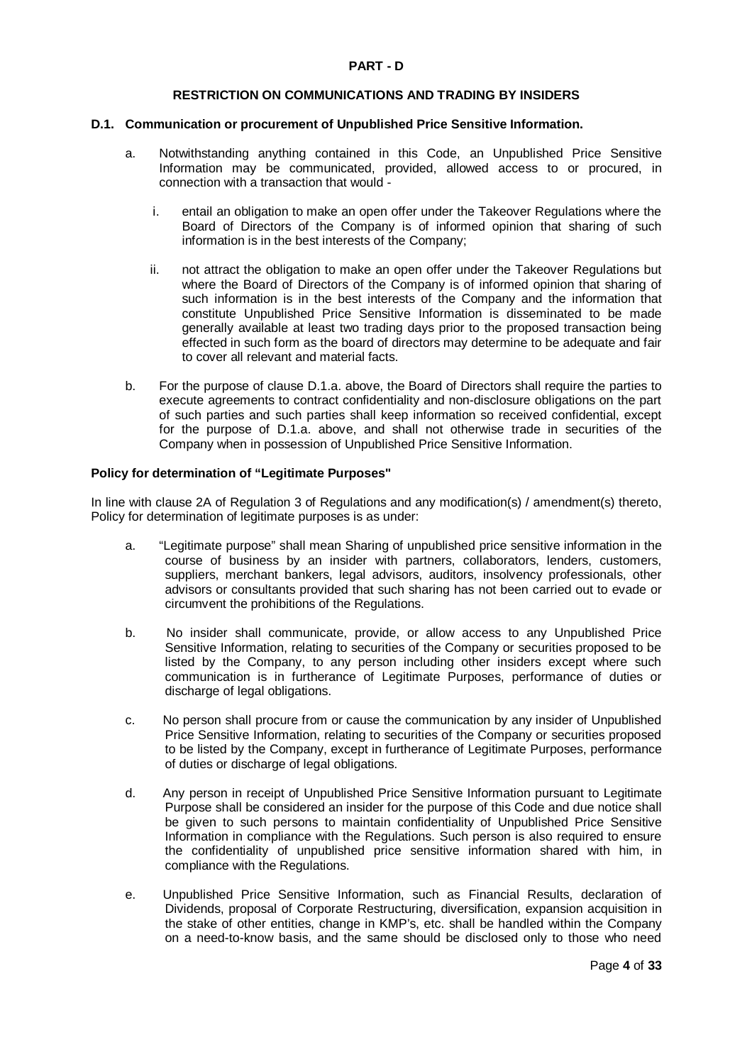## PART - D

### RESTRICTION ON COMMUNICATIONS AND TRADING BY INSIDERS

**D.1. Communication or procurement of Unpublished Price Sensitive Information.**

a. Notwithstanding anything contained in this Code, an Unpublished Price Sensitive Information may be communicated, provided, allowed access to or procured, in connection with a transaction that would -

   i. entail an obligation to make an open offer under the Takeover Regulations where the Board of Directors of the Company is of informed opinion that sharing of such information is in the best interests of the Company;

   ii. not attract the obligation to make an open offer under the Takeover Regulations but where the Board of Directors of the Company is of informed opinion that sharing of such information is in the best interests of the Company and the information that constitute Unpublished Price Sensitive Information is disseminated to be made generally available at least two trading days prior to the proposed transaction being effected in such form as the board of directors may determine to be adequate and fair to cover all relevant and material facts.

b. For the purpose of clause D.1.a. above, the Board of Directors shall require the parties to execute agreements to contract confidentiality and non-disclosure obligations on the part of such parties and such parties shall keep information so received confidential, except for the purpose of D.1.a. above, and shall not otherwise trade in securities of the Company when in possession of Unpublished Price Sensitive Information.

**Policy for determination of "Legitimate Purposes"**

In line with clause 2A of Regulation 3 of Regulations and any modification(s) / amendment(s) thereto, Policy for determination of legitimate purposes is as under:

a. "Legitimate purpose" shall mean Sharing of unpublished price sensitive information in the course of business by an insider with partners, collaborators, lenders, customers, suppliers, merchant bankers, legal advisors, auditors, insolvency professionals, other advisors or consultants provided that such sharing has not been carried out to evade or circumvent the prohibitions of the Regulations.

b. No insider shall communicate, provide, or allow access to any Unpublished Price Sensitive Information, relating to securities of the Company or securities proposed to be listed by the Company, to any person including other insiders except where such communication is in furtherance of Legitimate Purposes, performance of duties or discharge of legal obligations.

c. No person shall procure from or cause the communication by any insider of Unpublished Price Sensitive Information, relating to securities of the Company or securities proposed to be listed by the Company, except in furtherance of Legitimate Purposes, performance of duties or discharge of legal obligations.

d. Any person in receipt of Unpublished Price Sensitive Information pursuant to Legitimate Purpose shall be considered an insider for the purpose of this Code and due notice shall be given to such persons to maintain confidentiality of Unpublished Price Sensitive Information in compliance with the Regulations. Such person is also required to ensure the confidentiality of unpublished price sensitive information shared with him, in compliance with the Regulations.

e. Unpublished Price Sensitive Information, such as Financial Results, declaration of Dividends, proposal of Corporate Restructuring, diversification, expansion acquisition in the stake of other entities, change in KMP's, etc. shall be handled within the Company on a need-to-know basis, and the same should be disclosed only to those who need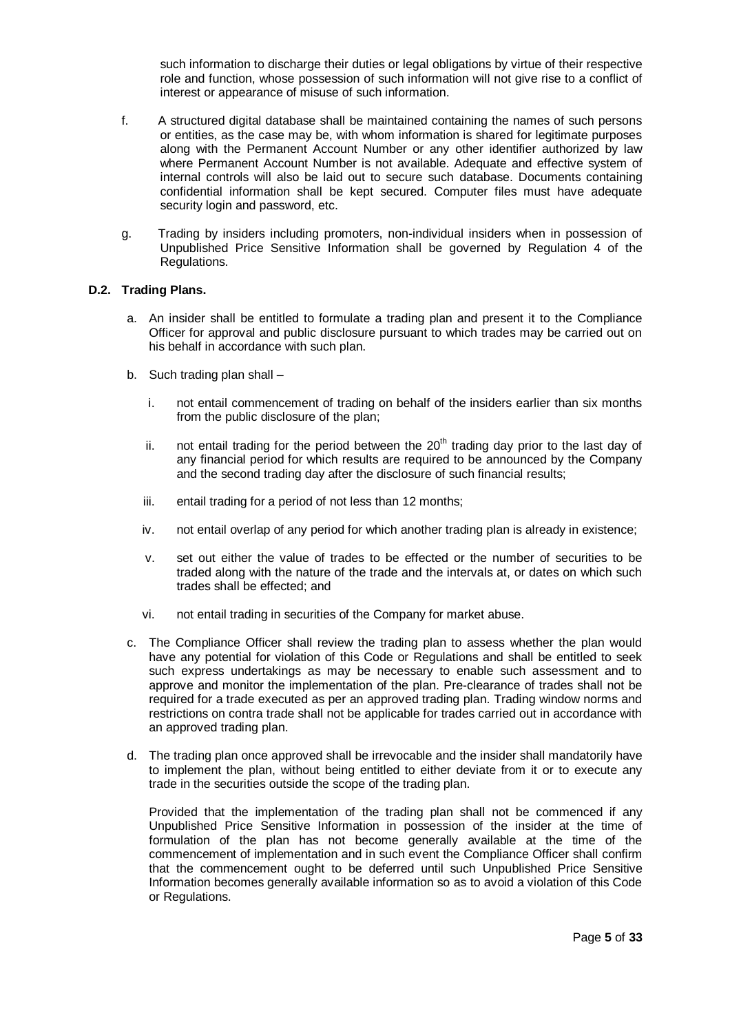such information to discharge their duties or legal obligations by virtue of their respective role and function, whose possession of such information will not give rise to a conflict of interest or appearance of misuse of such information.

f. A structured digital database shall be maintained containing the names of such persons or entities, as the case may be, with whom information is shared for legitimate purposes along with the Permanent Account Number or any other identifier authorized by law where Permanent Account Number is not available. Adequate and effective system of internal controls will also be laid out to secure such database. Documents containing confidential information shall be kept secured. Computer files must have adequate security login and password, etc.

g. Trading by insiders including promoters, non-individual insiders when in possession of Unpublished Price Sensitive Information shall be governed by Regulation 4 of the Regulations.

**D.2. Trading Plans.**

a. An insider shall be entitled to formulate a trading plan and present it to the Compliance Officer for approval and public disclosure pursuant to which trades may be carried out on his behalf in accordance with such plan.

b. Such trading plan shall –

   i. not entail commencement of trading on behalf of the insiders earlier than six months from the public disclosure of the plan;

   ii. not entail trading for the period between the 20th trading day prior to the last day of any financial period for which results are required to be announced by the Company and the second trading day after the disclosure of such financial results;

   iii. entail trading for a period of not less than 12 months;

   iv. not entail overlap of any period for which another trading plan is already in existence;

   v. set out either the value of trades to be effected or the number of securities to be traded along with the nature of the trade and the intervals at, or dates on which such trades shall be effected; and

   vi. not entail trading in securities of the Company for market abuse.

c. The Compliance Officer shall review the trading plan to assess whether the plan would have any potential for violation of this Code or Regulations and shall be entitled to seek such express undertakings as may be necessary to enable such assessment and to approve and monitor the implementation of the plan. Pre-clearance of trades shall not be required for a trade executed as per an approved trading plan. Trading window norms and restrictions on contra trade shall not be applicable for trades carried out in accordance with an approved trading plan.

d. The trading plan once approved shall be irrevocable and the insider shall mandatorily have to implement the plan, without being entitled to either deviate from it or to execute any trade in the securities outside the scope of the trading plan.

   Provided that the implementation of the trading plan shall not be commenced if any Unpublished Price Sensitive Information in possession of the insider at the time of formulation of the plan has not become generally available at the time of the commencement of implementation and in such event the Compliance Officer shall confirm that the commencement ought to be deferred until such Unpublished Price Sensitive Information becomes generally available information so as to avoid a violation of this Code or Regulations.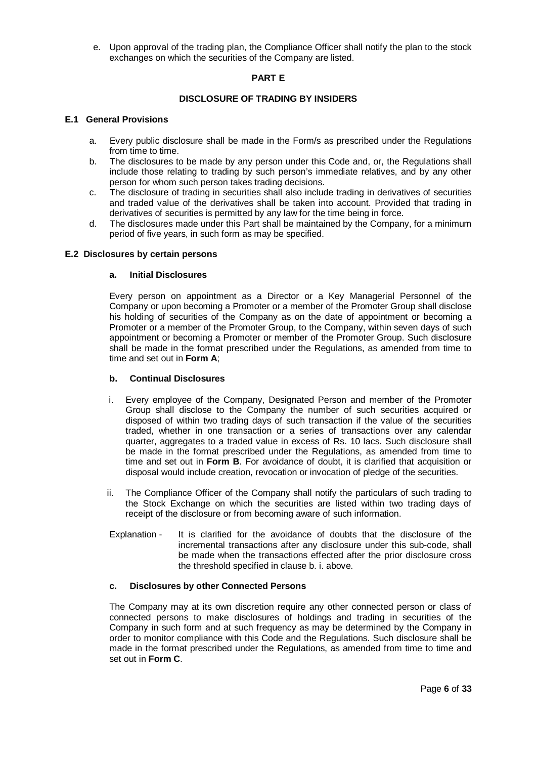e. Upon approval of the trading plan, the Compliance Officer shall notify the plan to the stock exchanges on which the securities of the Company are listed.

## PART E

## DISCLOSURE OF TRADING BY INSIDERS

### E.1 General Provisions

a. Every public disclosure shall be made in the Form/s as prescribed under the Regulations from time to time.
b. The disclosures to be made by any person under this Code and, or, the Regulations shall include those relating to trading by such person's immediate relatives, and by any other person for whom such person takes trading decisions.
c. The disclosure of trading in securities shall also include trading in derivatives of securities and traded value of the derivatives shall be taken into account. Provided that trading in derivatives of securities is permitted by any law for the time being in force.
d. The disclosures made under this Part shall be maintained by the Company, for a minimum period of five years, in such form as may be specified.

### E.2 Disclosures by certain persons

#### a. Initial Disclosures

Every person on appointment as a Director or a Key Managerial Personnel of the Company or upon becoming a Promoter or a member of the Promoter Group shall disclose his holding of securities of the Company as on the date of appointment or becoming a Promoter or a member of the Promoter Group, to the Company, within seven days of such appointment or becoming a Promoter or member of the Promoter Group. Such disclosure shall be made in the format prescribed under the Regulations, as amended from time to time and set out in **Form A**;

#### b. Continual Disclosures

i. Every employee of the Company, Designated Person and member of the Promoter Group shall disclose to the Company the number of such securities acquired or disposed of within two trading days of such transaction if the value of the securities traded, whether in one transaction or a series of transactions over any calendar quarter, aggregates to a traded value in excess of Rs. 10 lacs. Such disclosure shall be made in the format prescribed under the Regulations, as amended from time to time and set out in **Form B**. For avoidance of doubt, it is clarified that acquisition or disposal would include creation, revocation or invocation of pledge of the securities.

ii. The Compliance Officer of the Company shall notify the particulars of such trading to the Stock Exchange on which the securities are listed within two trading days of receipt of the disclosure or from becoming aware of such information.

Explanation - It is clarified for the avoidance of doubts that the disclosure of the incremental transactions after any disclosure under this sub-code, shall be made when the transactions effected after the prior disclosure cross the threshold specified in clause b. i. above.

#### c. Disclosures by other Connected Persons

The Company may at its own discretion require any other connected person or class of connected persons to make disclosures of holdings and trading in securities of the Company in such form and at such frequency as may be determined by the Company in order to monitor compliance with this Code and the Regulations. Such disclosure shall be made in the format prescribed under the Regulations, as amended from time to time and set out in **Form C**.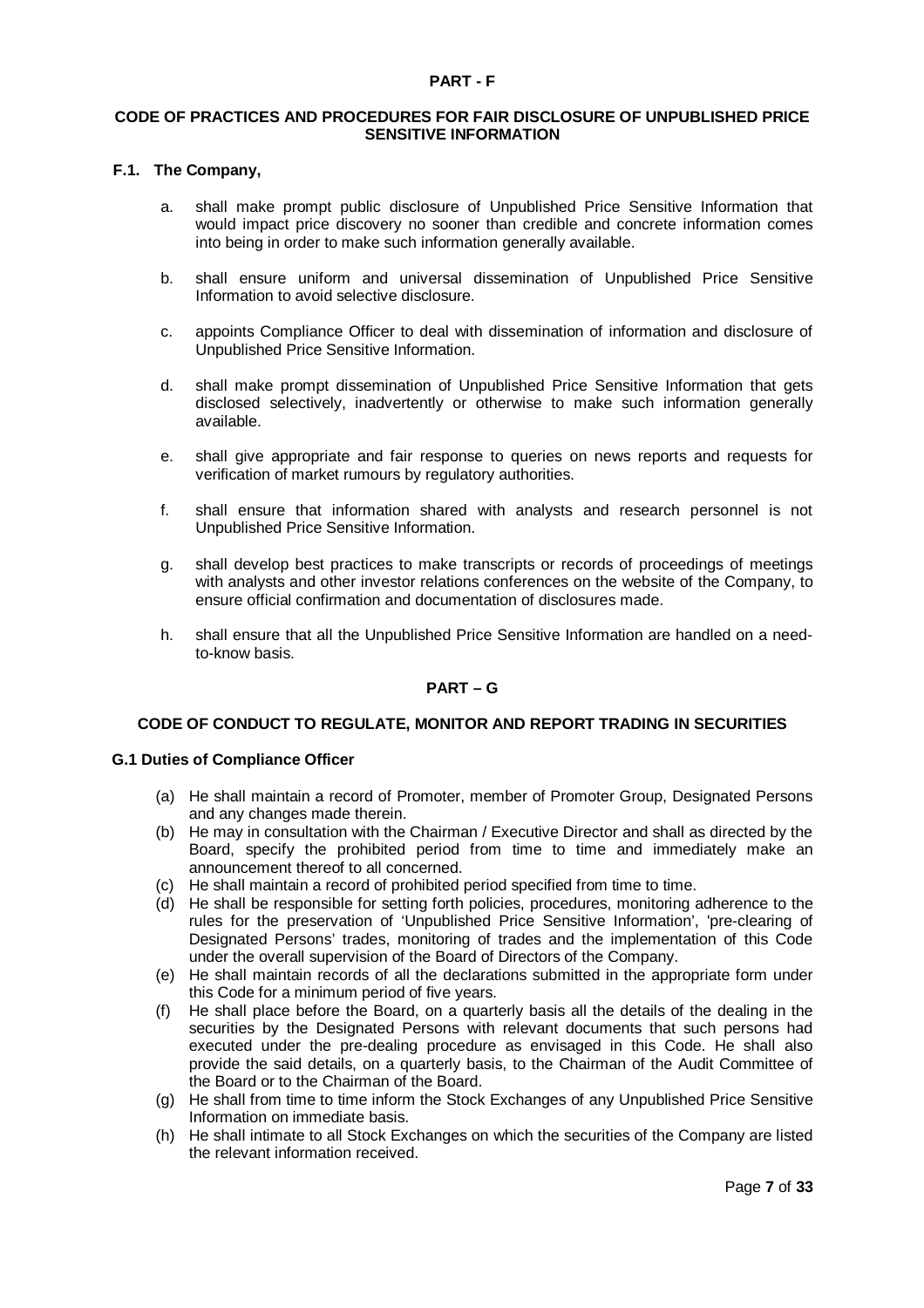## PART - F

### CODE OF PRACTICES AND PROCEDURES FOR FAIR DISCLOSURE OF UNPUBLISHED PRICE SENSITIVE INFORMATION

**F.1. The Company,**

a. shall make prompt public disclosure of Unpublished Price Sensitive Information that would impact price discovery no sooner than credible and concrete information comes into being in order to make such information generally available.

b. shall ensure uniform and universal dissemination of Unpublished Price Sensitive Information to avoid selective disclosure.

c. appoints Compliance Officer to deal with dissemination of information and disclosure of Unpublished Price Sensitive Information.

d. shall make prompt dissemination of Unpublished Price Sensitive Information that gets disclosed selectively, inadvertently or otherwise to make such information generally available.

e. shall give appropriate and fair response to queries on news reports and requests for verification of market rumours by regulatory authorities.

f. shall ensure that information shared with analysts and research personnel is not Unpublished Price Sensitive Information.

g. shall develop best practices to make transcripts or records of proceedings of meetings with analysts and other investor relations conferences on the website of the Company, to ensure official confirmation and documentation of disclosures made.

h. shall ensure that all the Unpublished Price Sensitive Information are handled on a need-to-know basis.

## PART – G

### CODE OF CONDUCT TO REGULATE, MONITOR AND REPORT TRADING IN SECURITIES

**G.1 Duties of Compliance Officer**

(a) He shall maintain a record of Promoter, member of Promoter Group, Designated Persons and any changes made therein.

(b) He may in consultation with the Chairman / Executive Director and shall as directed by the Board, specify the prohibited period from time to time and immediately make an announcement thereof to all concerned.

(c) He shall maintain a record of prohibited period specified from time to time.

(d) He shall be responsible for setting forth policies, procedures, monitoring adherence to the rules for the preservation of 'Unpublished Price Sensitive Information', 'pre-clearing of Designated Persons' trades, monitoring of trades and the implementation of this Code under the overall supervision of the Board of Directors of the Company.

(e) He shall maintain records of all the declarations submitted in the appropriate form under this Code for a minimum period of five years.

(f) He shall place before the Board, on a quarterly basis all the details of the dealing in the securities by the Designated Persons with relevant documents that such persons had executed under the pre-dealing procedure as envisaged in this Code. He shall also provide the said details, on a quarterly basis, to the Chairman of the Audit Committee of the Board or to the Chairman of the Board.

(g) He shall from time to time inform the Stock Exchanges of any Unpublished Price Sensitive Information on immediate basis.

(h) He shall intimate to all Stock Exchanges on which the securities of the Company are listed the relevant information received.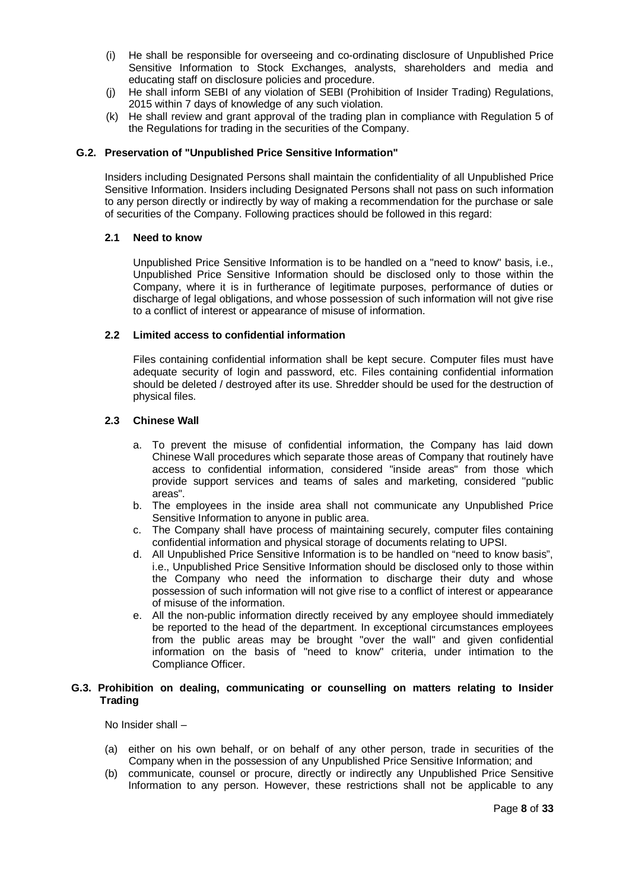(i) He shall be responsible for overseeing and co-ordinating disclosure of Unpublished Price Sensitive Information to Stock Exchanges, analysts, shareholders and media and educating staff on disclosure policies and procedure.

(j) He shall inform SEBI of any violation of SEBI (Prohibition of Insider Trading) Regulations, 2015 within 7 days of knowledge of any such violation.

(k) He shall review and grant approval of the trading plan in compliance with Regulation 5 of the Regulations for trading in the securities of the Company.

### G.2. Preservation of "Unpublished Price Sensitive Information"

Insiders including Designated Persons shall maintain the confidentiality of all Unpublished Price Sensitive Information. Insiders including Designated Persons shall not pass on such information to any person directly or indirectly by way of making a recommendation for the purchase or sale of securities of the Company. Following practices should be followed in this regard:

#### 2.1 Need to know

Unpublished Price Sensitive Information is to be handled on a "need to know" basis, i.e., Unpublished Price Sensitive Information should be disclosed only to those within the Company, where it is in furtherance of legitimate purposes, performance of duties or discharge of legal obligations, and whose possession of such information will not give rise to a conflict of interest or appearance of misuse of information.

#### 2.2 Limited access to confidential information

Files containing confidential information shall be kept secure. Computer files must have adequate security of login and password, etc. Files containing confidential information should be deleted / destroyed after its use. Shredder should be used for the destruction of physical files.

#### 2.3 Chinese Wall

a. To prevent the misuse of confidential information, the Company has laid down Chinese Wall procedures which separate those areas of Company that routinely have access to confidential information, considered "inside areas" from those which provide support services and teams of sales and marketing, considered "public areas".

b. The employees in the inside area shall not communicate any Unpublished Price Sensitive Information to anyone in public area.

c. The Company shall have process of maintaining securely, computer files containing confidential information and physical storage of documents relating to UPSI.

d. All Unpublished Price Sensitive Information is to be handled on "need to know basis", i.e., Unpublished Price Sensitive Information should be disclosed only to those within the Company who need the information to discharge their duty and whose possession of such information will not give rise to a conflict of interest or appearance of misuse of the information.

e. All the non-public information directly received by any employee should immediately be reported to the head of the department. In exceptional circumstances employees from the public areas may be brought "over the wall" and given confidential information on the basis of "need to know" criteria, under intimation to the Compliance Officer.

### G.3. Prohibition on dealing, communicating or counselling on matters relating to Insider Trading

No Insider shall –

(a) either on his own behalf, or on behalf of any other person, trade in securities of the Company when in the possession of any Unpublished Price Sensitive Information; and

(b) communicate, counsel or procure, directly or indirectly any Unpublished Price Sensitive Information to any person. However, these restrictions shall not be applicable to any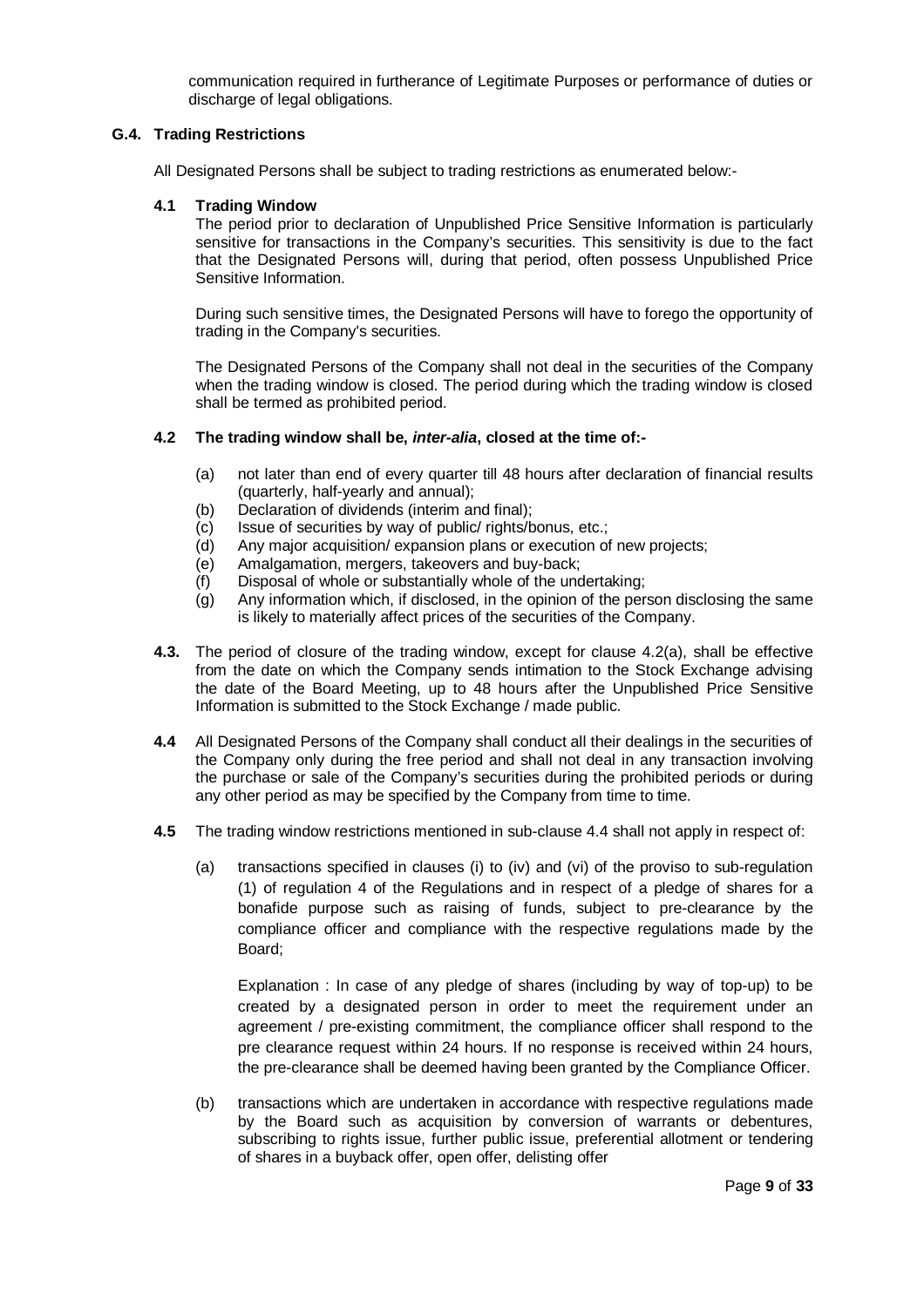communication required in furtherance of Legitimate Purposes or performance of duties or discharge of legal obligations.

### G.4. Trading Restrictions

All Designated Persons shall be subject to trading restrictions as enumerated below:-

**4.1 Trading Window**

The period prior to declaration of Unpublished Price Sensitive Information is particularly sensitive for transactions in the Company's securities. This sensitivity is due to the fact that the Designated Persons will, during that period, often possess Unpublished Price Sensitive Information.

During such sensitive times, the Designated Persons will have to forego the opportunity of trading in the Company's securities.

The Designated Persons of the Company shall not deal in the securities of the Company when the trading window is closed. The period during which the trading window is closed shall be termed as prohibited period.

**4.2 The trading window shall be, *inter-alia*, closed at the time of:-**

- (a) not later than end of every quarter till 48 hours after declaration of financial results (quarterly, half-yearly and annual);
- (b) Declaration of dividends (interim and final);
- (c) Issue of securities by way of public/ rights/bonus, etc.;
- (d) Any major acquisition/ expansion plans or execution of new projects;
- (e) Amalgamation, mergers, takeovers and buy-back;
- (f) Disposal of whole or substantially whole of the undertaking;
- (g) Any information which, if disclosed, in the opinion of the person disclosing the same is likely to materially affect prices of the securities of the Company.

**4.3.** The period of closure of the trading window, except for clause 4.2(a), shall be effective from the date on which the Company sends intimation to the Stock Exchange advising the date of the Board Meeting, up to 48 hours after the Unpublished Price Sensitive Information is submitted to the Stock Exchange / made public.

**4.4** All Designated Persons of the Company shall conduct all their dealings in the securities of the Company only during the free period and shall not deal in any transaction involving the purchase or sale of the Company's securities during the prohibited periods or during any other period as may be specified by the Company from time to time.

**4.5** The trading window restrictions mentioned in sub-clause 4.4 shall not apply in respect of:

(a) transactions specified in clauses (i) to (iv) and (vi) of the proviso to sub-regulation (1) of regulation 4 of the Regulations and in respect of a pledge of shares for a bonafide purpose such as raising of funds, subject to pre-clearance by the compliance officer and compliance with the respective regulations made by the Board;

Explanation : In case of any pledge of shares (including by way of top-up) to be created by a designated person in order to meet the requirement under an agreement / pre-existing commitment, the compliance officer shall respond to the pre clearance request within 24 hours. If no response is received within 24 hours, the pre-clearance shall be deemed having been granted by the Compliance Officer.

(b) transactions which are undertaken in accordance with respective regulations made by the Board such as acquisition by conversion of warrants or debentures, subscribing to rights issue, further public issue, preferential allotment or tendering of shares in a buyback offer, open offer, delisting offer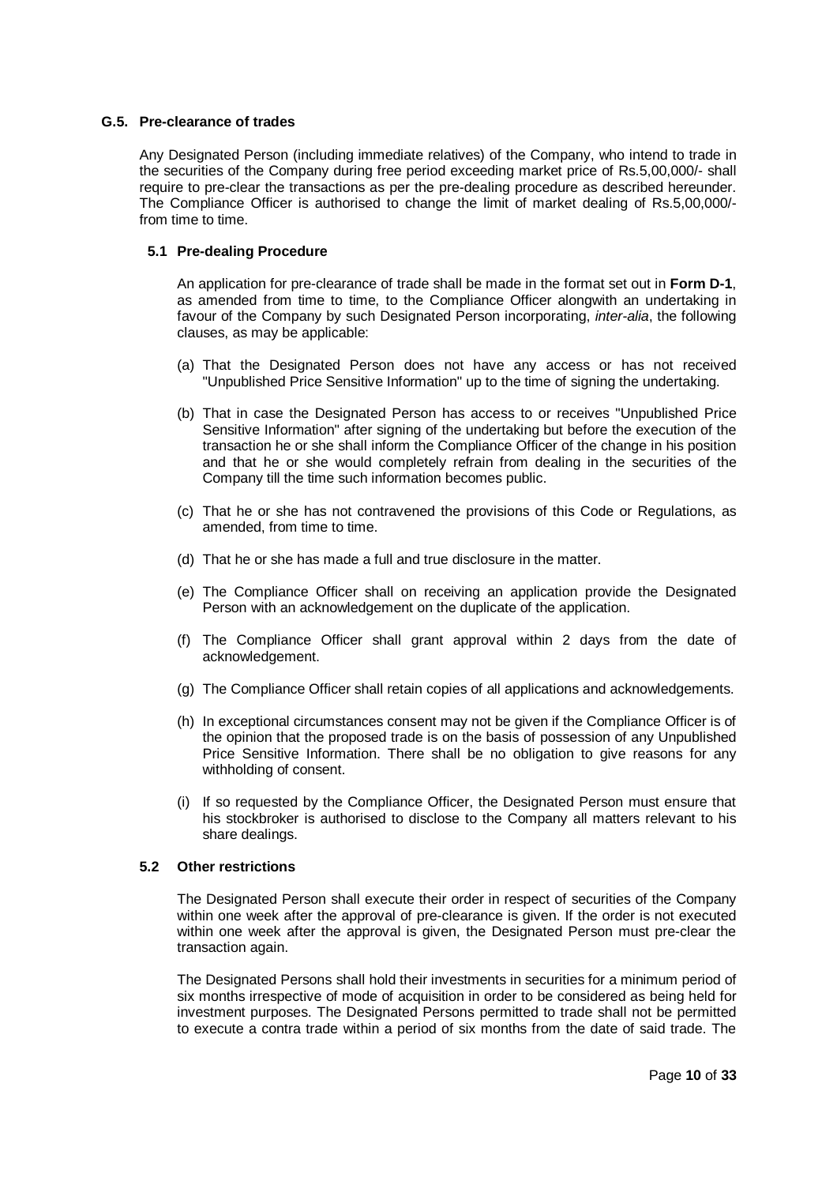### G.5. Pre-clearance of trades

Any Designated Person (including immediate relatives) of the Company, who intend to trade in the securities of the Company during free period exceeding market price of Rs.5,00,000/- shall require to pre-clear the transactions as per the pre-dealing procedure as described hereunder. The Compliance Officer is authorised to change the limit of market dealing of Rs.5,00,000/- from time to time.

#### 5.1 Pre-dealing Procedure

An application for pre-clearance of trade shall be made in the format set out in **Form D-1**, as amended from time to time, to the Compliance Officer alongwith an undertaking in favour of the Company by such Designated Person incorporating, *inter-alia*, the following clauses, as may be applicable:

(a) That the Designated Person does not have any access or has not received "Unpublished Price Sensitive Information" up to the time of signing the undertaking.

(b) That in case the Designated Person has access to or receives "Unpublished Price Sensitive Information" after signing of the undertaking but before the execution of the transaction he or she shall inform the Compliance Officer of the change in his position and that he or she would completely refrain from dealing in the securities of the Company till the time such information becomes public.

(c) That he or she has not contravened the provisions of this Code or Regulations, as amended, from time to time.

(d) That he or she has made a full and true disclosure in the matter.

(e) The Compliance Officer shall on receiving an application provide the Designated Person with an acknowledgement on the duplicate of the application.

(f) The Compliance Officer shall grant approval within 2 days from the date of acknowledgement.

(g) The Compliance Officer shall retain copies of all applications and acknowledgements.

(h) In exceptional circumstances consent may not be given if the Compliance Officer is of the opinion that the proposed trade is on the basis of possession of any Unpublished Price Sensitive Information. There shall be no obligation to give reasons for any withholding of consent.

(i) If so requested by the Compliance Officer, the Designated Person must ensure that his stockbroker is authorised to disclose to the Company all matters relevant to his share dealings.

#### 5.2 Other restrictions

The Designated Person shall execute their order in respect of securities of the Company within one week after the approval of pre-clearance is given. If the order is not executed within one week after the approval is given, the Designated Person must pre-clear the transaction again.

The Designated Persons shall hold their investments in securities for a minimum period of six months irrespective of mode of acquisition in order to be considered as being held for investment purposes. The Designated Persons permitted to trade shall not be permitted to execute a contra trade within a period of six months from the date of said trade. The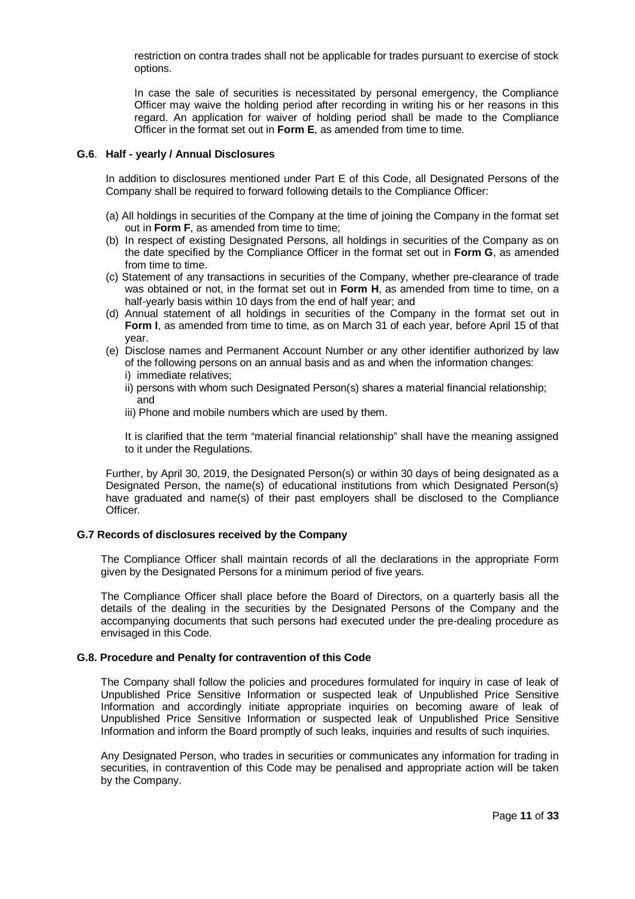restriction on contra trades shall not be applicable for trades pursuant to exercise of stock options.

In case the sale of securities is necessitated by personal emergency, the Compliance Officer may waive the holding period after recording in writing his or her reasons in this regard. An application for waiver of holding period shall be made to the Compliance Officer in the format set out in **Form E**, as amended from time to time.

#### G.6. Half - yearly / Annual Disclosures

In addition to disclosures mentioned under Part E of this Code, all Designated Persons of the Company shall be required to forward following details to the Compliance Officer:

(a) All holdings in securities of the Company at the time of joining the Company in the format set out in **Form F**, as amended from time to time;

(b) In respect of existing Designated Persons, all holdings in securities of the Company as on the date specified by the Compliance Officer in the format set out in **Form G**, as amended from time to time.

(c) Statement of any transactions in securities of the Company, whether pre-clearance of trade was obtained or not, in the format set out in **Form H**, as amended from time to time, on a half-yearly basis within 10 days from the end of half year; and

(d) Annual statement of all holdings in securities of the Company in the format set out in **Form I**, as amended from time to time, as on March 31 of each year, before April 15 of that year.

(e) Disclose names and Permanent Account Number or any other identifier authorized by law of the following persons on an annual basis and as and when the information changes:
   i) immediate relatives;
   ii) persons with whom such Designated Person(s) shares a material financial relationship; and
   iii) Phone and mobile numbers which are used by them.

   It is clarified that the term "material financial relationship" shall have the meaning assigned to it under the Regulations.

Further, by April 30, 2019, the Designated Person(s) or within 30 days of being designated as a Designated Person, the name(s) of educational institutions from which Designated Person(s) have graduated and name(s) of their past employers shall be disclosed to the Compliance Officer.

#### G.7 Records of disclosures received by the Company

The Compliance Officer shall maintain records of all the declarations in the appropriate Form given by the Designated Persons for a minimum period of five years.

The Compliance Officer shall place before the Board of Directors, on a quarterly basis all the details of the dealing in the securities by the Designated Persons of the Company and the accompanying documents that such persons had executed under the pre-dealing procedure as envisaged in this Code.

#### G.8. Procedure and Penalty for contravention of this Code

The Company shall follow the policies and procedures formulated for inquiry in case of leak of Unpublished Price Sensitive Information or suspected leak of Unpublished Price Sensitive Information and accordingly initiate appropriate inquiries on becoming aware of leak of Unpublished Price Sensitive Information or suspected leak of Unpublished Price Sensitive Information and inform the Board promptly of such leaks, inquiries and results of such inquiries.

Any Designated Person, who trades in securities or communicates any information for trading in securities, in contravention of this Code may be penalised and appropriate action will be taken by the Company.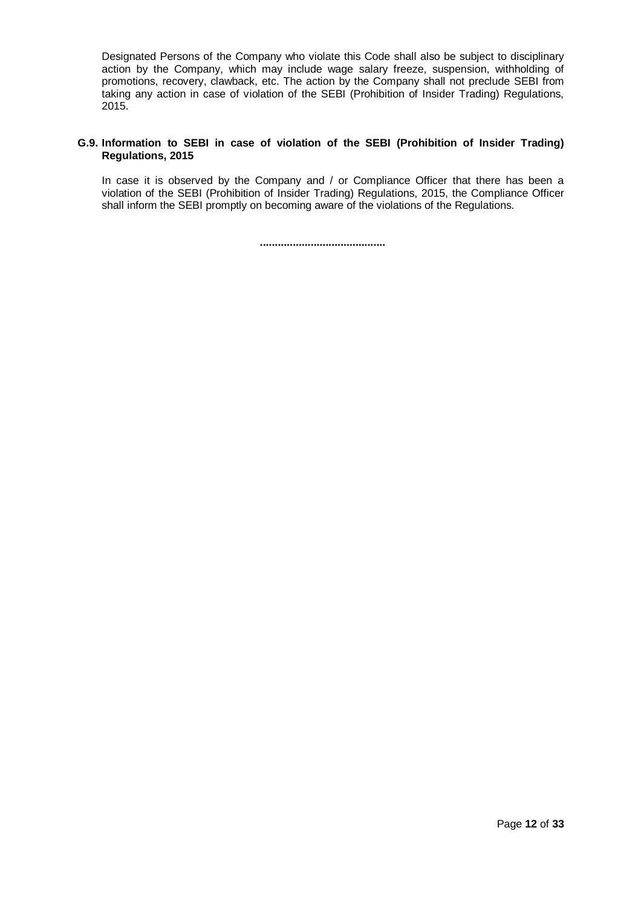Designated Persons of the Company who violate this Code shall also be subject to disciplinary action by the Company, which may include wage salary freeze, suspension, withholding of promotions, recovery, clawback, etc. The action by the Company shall not preclude SEBI from taking any action in case of violation of the SEBI (Prohibition of Insider Trading) Regulations, 2015.

**G.9. Information to SEBI in case of violation of the SEBI (Prohibition of Insider Trading) Regulations, 2015**

In case it is observed by the Company and / or Compliance Officer that there has been a violation of the SEBI (Prohibition of Insider Trading) Regulations, 2015, the Compliance Officer shall inform the SEBI promptly on becoming aware of the violations of the Regulations.

..........................................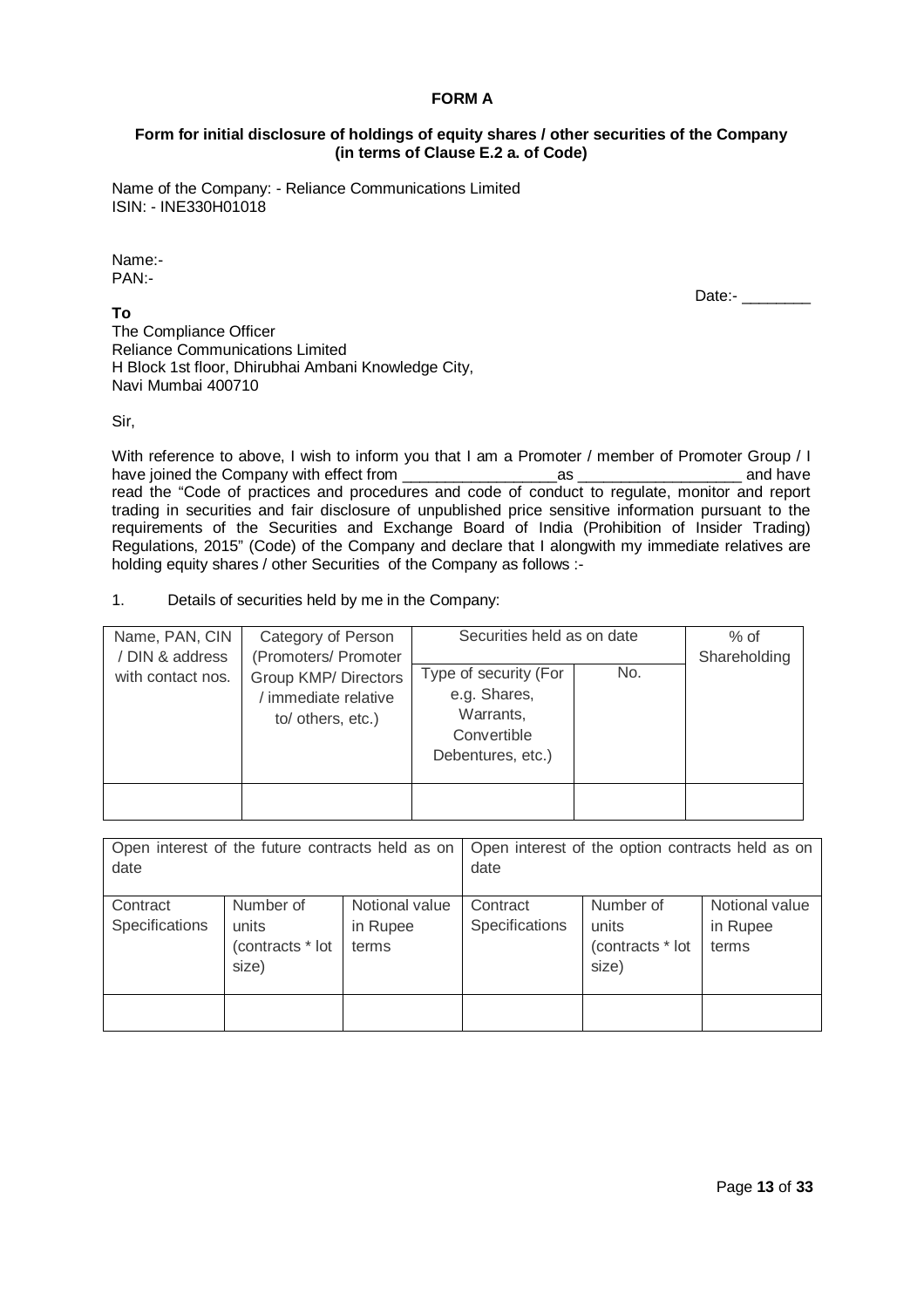**FORM A**

**Form for initial disclosure of holdings of equity shares / other securities of the Company (in terms of Clause E.2 a. of Code)**

Name of the Company: - Reliance Communications Limited
ISIN: - INE330H01018

Name:-
PAN:-

Date:- ________

**To**
The Compliance Officer
Reliance Communications Limited
H Block 1st floor, Dhirubhai Ambani Knowledge City,
Navi Mumbai 400710

Sir,

With reference to above, I wish to inform you that I am a Promoter / member of Promoter Group / I have joined the Company with effect from __________________as ___________________ and have read the "Code of practices and procedures and code of conduct to regulate, monitor and report trading in securities and fair disclosure of unpublished price sensitive information pursuant to the requirements of the Securities and Exchange Board of India (Prohibition of Insider Trading) Regulations, 2015" (Code) of the Company and declare that I alongwith my immediate relatives are holding equity shares / other Securities of the Company as follows :-

1. Details of securities held by me in the Company:

| Name, PAN, CIN / DIN & address with contact nos. | Category of Person (Promoters/ Promoter Group KMP/ Directors / immediate relative to/ others, etc.) | Securities held as on date | | % of Shareholding |
|---|---|---|---|---|
| | | Type of security (For e.g. Shares, Warrants, Convertible Debentures, etc.) | No. | |
| | | | | |

| Open interest of the future contracts held as on date | | | Open interest of the option contracts held as on date | | |
|---|---|---|---|---|---|
| Contract Specifications | Number of units (contracts * lot size) | Notional value in Rupee terms | Contract Specifications | Number of units (contracts * lot size) | Notional value in Rupee terms |
| | | | | | |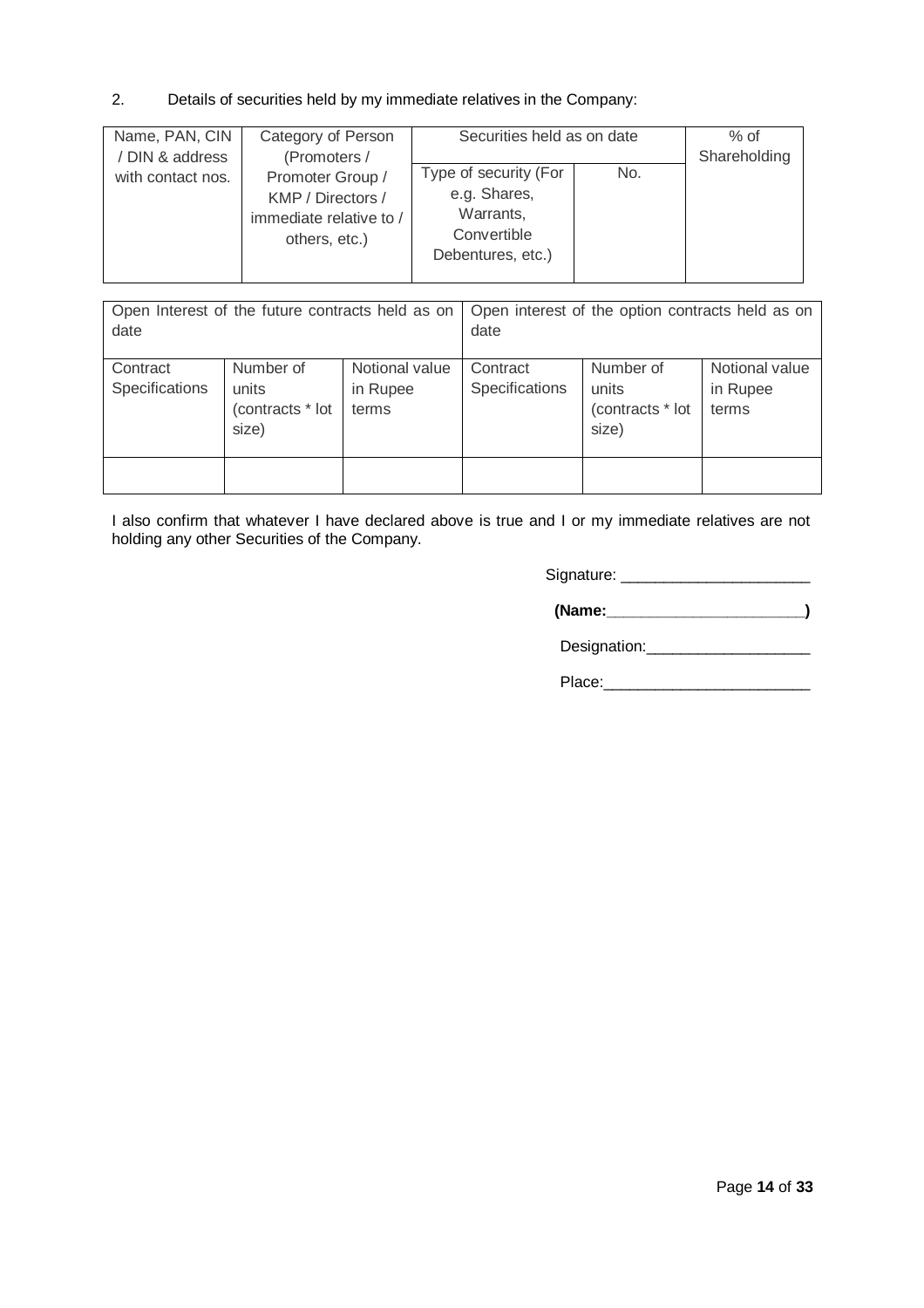2. Details of securities held by my immediate relatives in the Company:

| Name, PAN, CIN / DIN & address with contact nos. | Category of Person (Promoters / Promoter Group / KMP / Directors / immediate relative to / others, etc.) | Securities held as on date | | % of Shareholding |
|---|---|---|---|---|
| | | Type of security (For e.g. Shares, Warrants, Convertible Debentures, etc.) | No. | |
| | | | | |

| Open Interest of the future contracts held as on date | | | Open interest of the option contracts held as on date | | |
|---|---|---|---|---|---|
| Contract Specifications | Number of units (contracts * lot size) | Notional value in Rupee terms | Contract Specifications | Number of units (contracts * lot size) | Notional value in Rupee terms |
| | | | | | |

I also confirm that whatever I have declared above is true and I or my immediate relatives are not holding any other Securities of the Company.

Signature: ______________________

**(Name:______________________)**

Designation:___________________

Place:________________________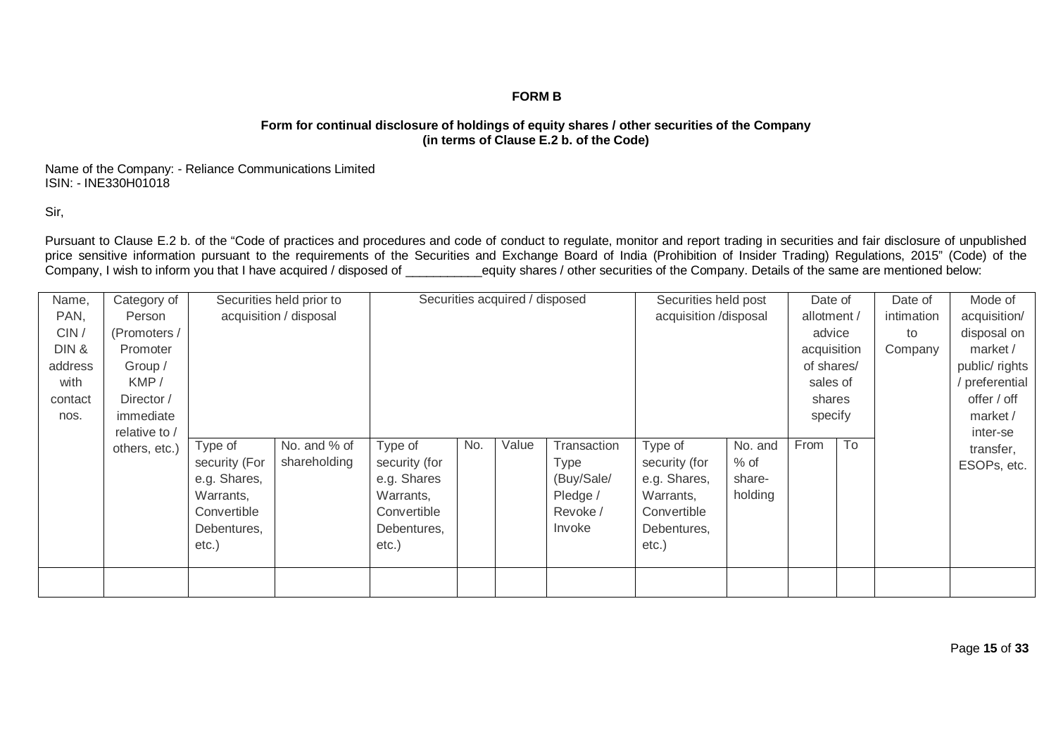**FORM B**

**Form for continual disclosure of holdings of equity shares / other securities of the Company (in terms of Clause E.2 b. of the Code)**

Name of the Company: - Reliance Communications Limited
ISIN: - INE330H01018

Sir,

Pursuant to Clause E.2 b. of the "Code of practices and procedures and code of conduct to regulate, monitor and report trading in securities and fair disclosure of unpublished price sensitive information pursuant to the requirements of the Securities and Exchange Board of India (Prohibition of Insider Trading) Regulations, 2015" (Code) of the Company, I wish to inform you that I have acquired / disposed of ___________equity shares / other securities of the Company. Details of the same are mentioned below:

| Name, PAN, CIN / DIN & address with contact nos. | Category of Person (Promoters / Promoter Group / KMP / Director / immediate relative to / others, etc.) | Securities held prior to acquisition / disposal | | Securities acquired / disposed | | | | Securities held post acquisition /disposal | | Date of allotment / advice acquisition of shares/ sales of shares specify | | Date of intimation to Company | Mode of acquisition/ disposal on market / public/ rights / preferential offer / off market / inter-se transfer, ESOPs, etc. |
|---|---|---|---|---|---|---|---|---|---|---|---|---|---|
| | | Type of security (For e.g. Shares, Warrants, Convertible Debentures, etc.) | No. and % of shareholding | Type of security (for e.g. Shares Warrants, Convertible Debentures, etc.) | No. | Value | Transaction Type (Buy/Sale/ Pledge / Revoke / Invoke | Type of security (for e.g. Shares, Warrants, Convertible Debentures, etc.) | No. and % of share-holding | From | To | | |
| | | | | | | | | | | | | | |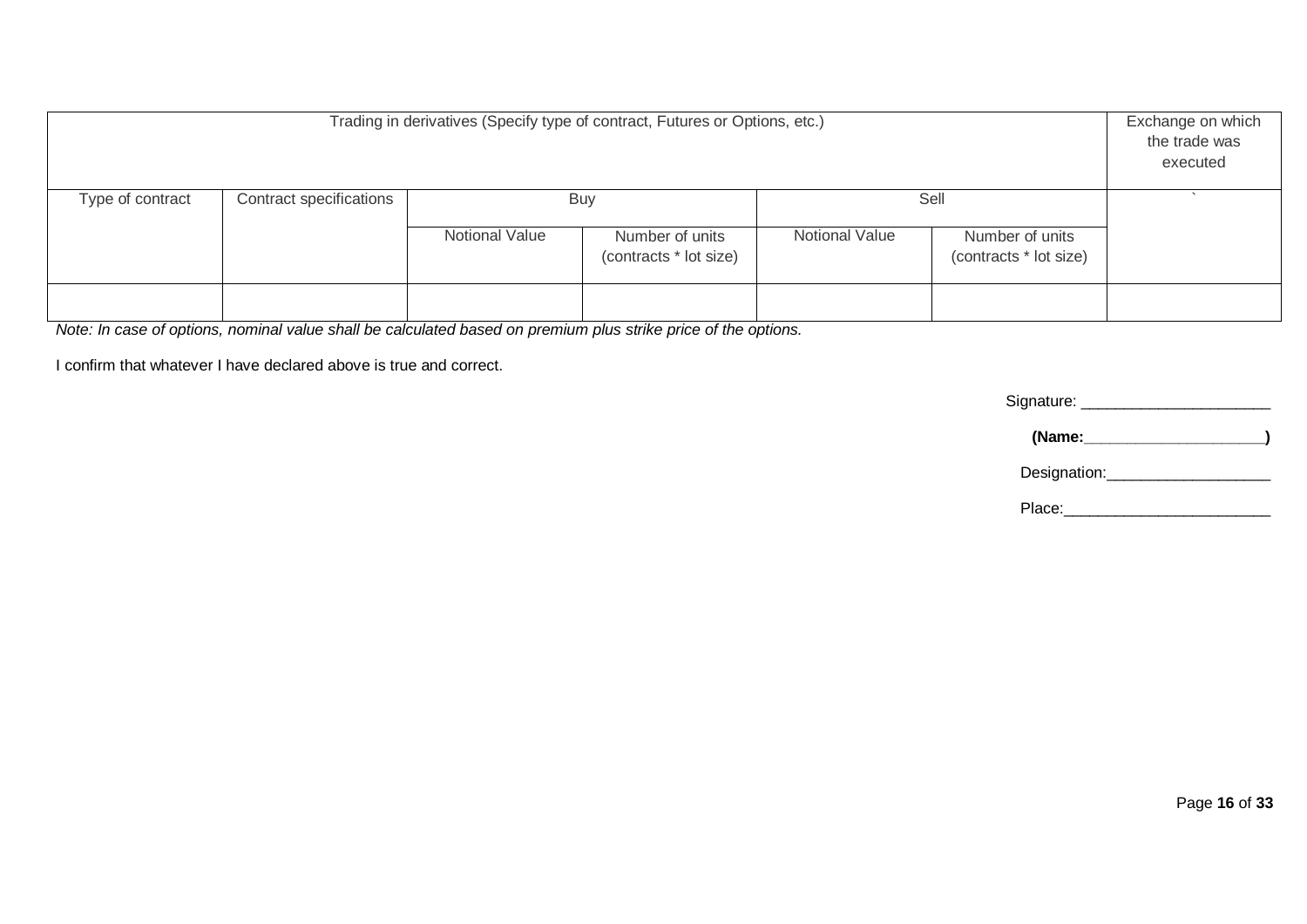| Trading in derivatives (Specify type of contract, Futures or Options, etc.) | | | | | | Exchange on which the trade was executed |
|---|---|---|---|---|---|---|
| Type of contract | Contract specifications | Buy | | Sell | | ` |
| | | Notional Value | Number of units (contracts * lot size) | Notional Value | Number of units (contracts * lot size) | |
| | | | | | | |

*Note: In case of options, nominal value shall be calculated based on premium plus strike price of the options.*

I confirm that whatever I have declared above is true and correct.

Signature: ______________________

**(Name:_____________________)**

Designation:___________________

Place:________________________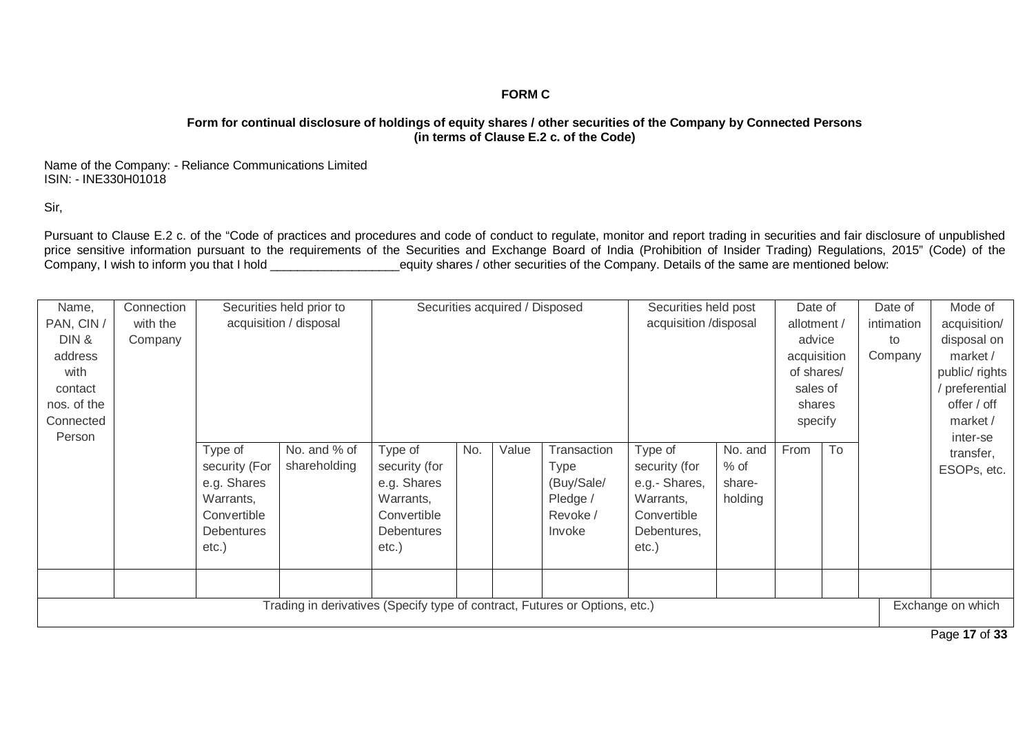**FORM C**

**Form for continual disclosure of holdings of equity shares / other securities of the Company by Connected Persons (in terms of Clause E.2 c. of the Code)**

Name of the Company: - Reliance Communications Limited
ISIN: - INE330H01018

Sir,

Pursuant to Clause E.2 c. of the "Code of practices and procedures and code of conduct to regulate, monitor and report trading in securities and fair disclosure of unpublished price sensitive information pursuant to the requirements of the Securities and Exchange Board of India (Prohibition of Insider Trading) Regulations, 2015" (Code) of the Company, I wish to inform you that I hold __________________equity shares / other securities of the Company. Details of the same are mentioned below:

| Name, PAN, CIN / DIN & address with contact nos. of the Connected Person | Connection with the Company | Securities held prior to acquisition / disposal | | Securities acquired / Disposed | | | | Securities held post acquisition /disposal | | Date of allotment / advice acquisition of shares/ sales of shares specify | | Date of intimation to Company | Mode of acquisition/ disposal on market / public/ rights / preferential offer / off market / inter-se transfer, ESOPs, etc. |
|---|---|---|---|---|---|---|---|---|---|---|---|---|---|
| | | Type of security (For e.g. Shares Warrants, Convertible Debentures etc.) | No. and % of shareholding | Type of security (for e.g. Shares Warrants, Convertible Debentures etc.) | No. | Value | Transaction Type (Buy/Sale/ Pledge / Revoke / Invoke | Type of security (for e.g.- Shares, Warrants, Convertible Debentures, etc.) | No. and % of share-holding | From | To | | |
| | | | | | | | | | | | | | |
| Trading in derivatives (Specify type of contract, Futures or Options, etc.) | | | | | | | | | | | | | Exchange on which |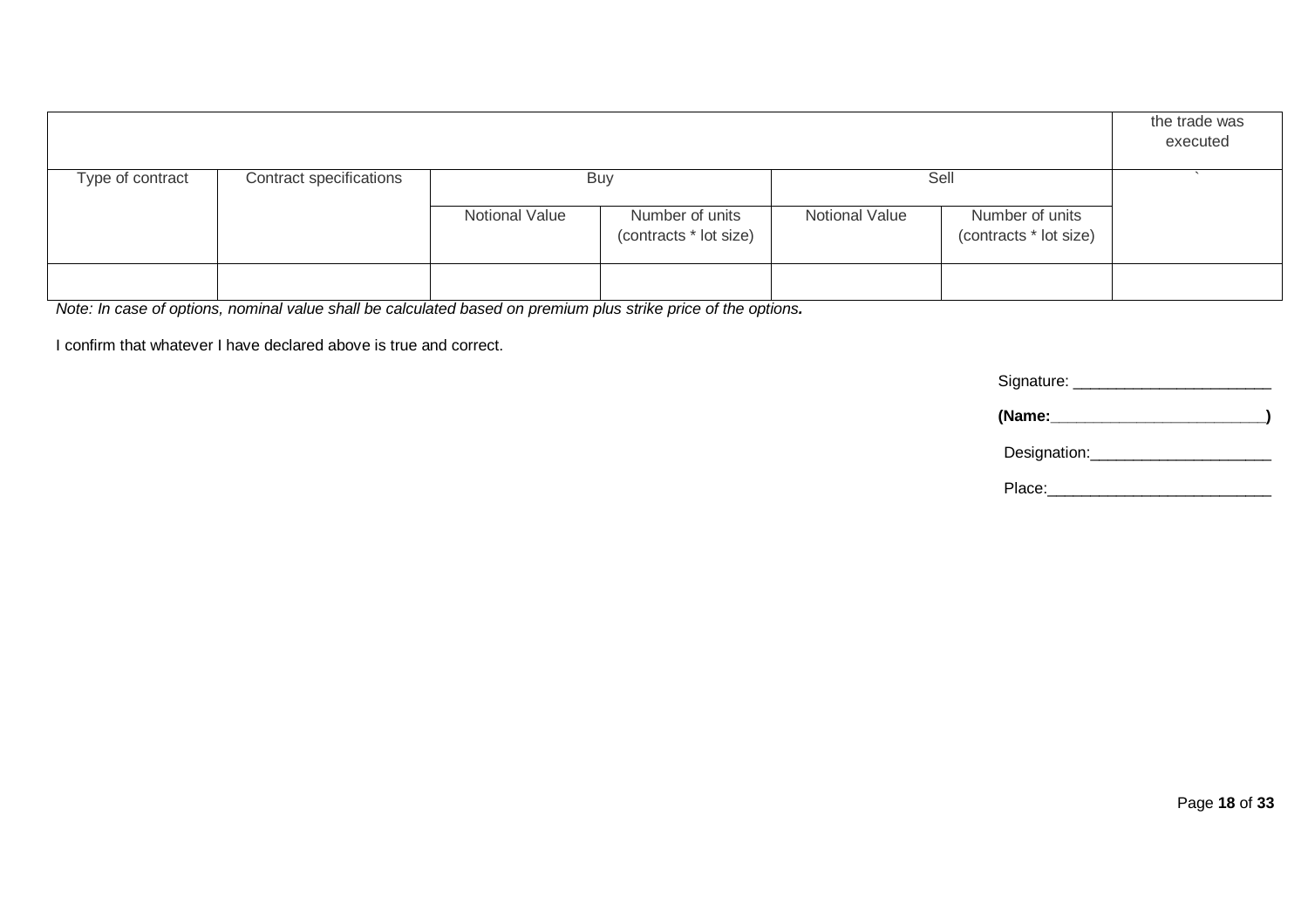| | | | | | | the trade was executed |
|---|---|---|---|---|---|---|
| Type of contract | Contract specifications | Buy | | Sell | | ` |
| | | Notional Value | Number of units (contracts * lot size) | Notional Value | Number of units (contracts * lot size) | |
| | | | | | | |

*Note: In case of options, nominal value shall be calculated based on premium plus strike price of the options.*

I confirm that whatever I have declared above is true and correct.

Signature: _______________________

**(Name:_________________________)**

Designation:_____________________

Place:__________________________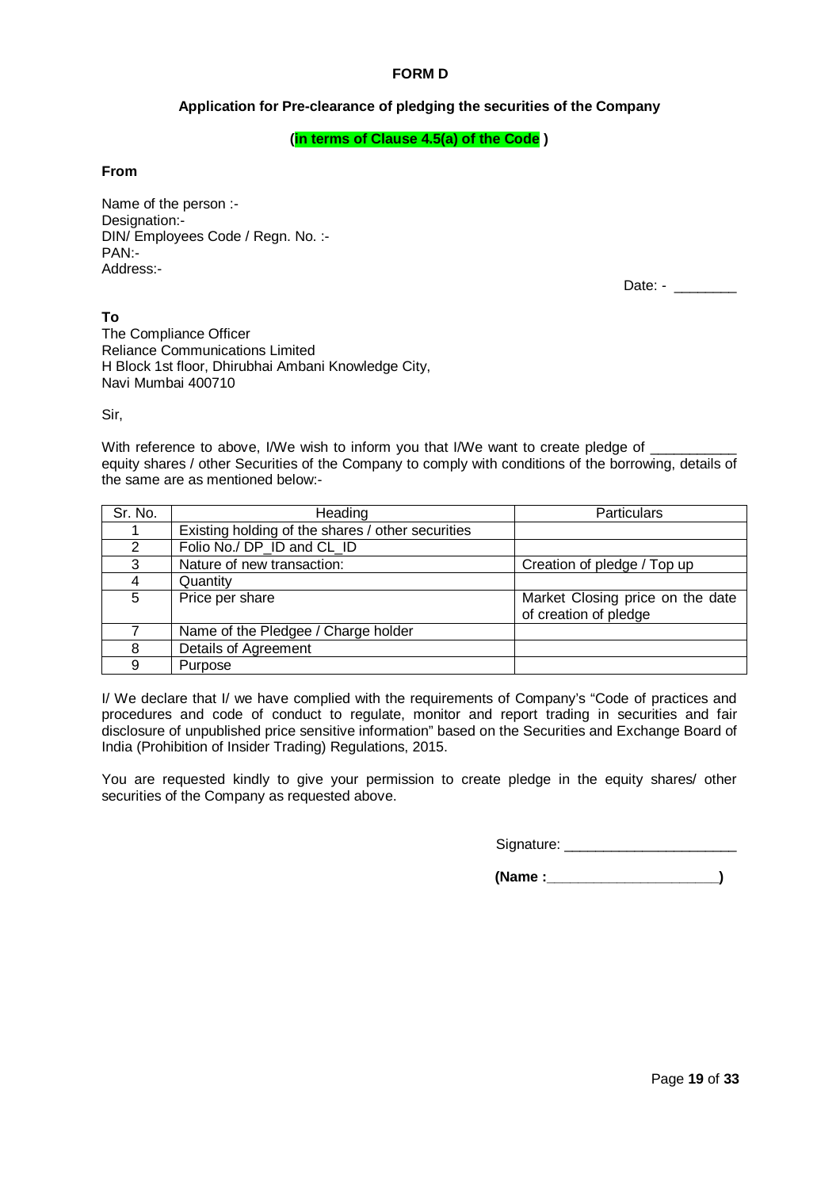**FORM D**

**Application for Pre-clearance of pledging the securities of the Company**

**(in terms of Clause 4.5(a) of the Code )**

**From**

Name of the person :-
Designation:-
DIN/ Employees Code / Regn. No. :-
PAN:-
Address:-

Date: - ________

**To**
The Compliance Officer
Reliance Communications Limited
H Block 1st floor, Dhirubhai Ambani Knowledge City,
Navi Mumbai 400710

Sir,

With reference to above, I/We wish to inform you that I/We want to create pledge of ___________ equity shares / other Securities of the Company to comply with conditions of the borrowing, details of the same are as mentioned below:-

| Sr. No. | Heading | Particulars |
|---|---|---|
| 1 | Existing holding of the shares / other securities | |
| 2 | Folio No./ DP_ID and CL_ID | |
| 3 | Nature of new transaction: | Creation of pledge / Top up |
| 4 | Quantity | |
| 5 | Price per share | Market Closing price on the date of creation of pledge |
| 7 | Name of the Pledgee / Charge holder | |
| 8 | Details of Agreement | |
| 9 | Purpose | |

I/ We declare that I/ we have complied with the requirements of Company's "Code of practices and procedures and code of conduct to regulate, monitor and report trading in securities and fair disclosure of unpublished price sensitive information" based on the Securities and Exchange Board of India (Prohibition of Insider Trading) Regulations, 2015.

You are requested kindly to give your permission to create pledge in the equity shares/ other securities of the Company as requested above.

Signature: ______________________

**(Name :______________________)**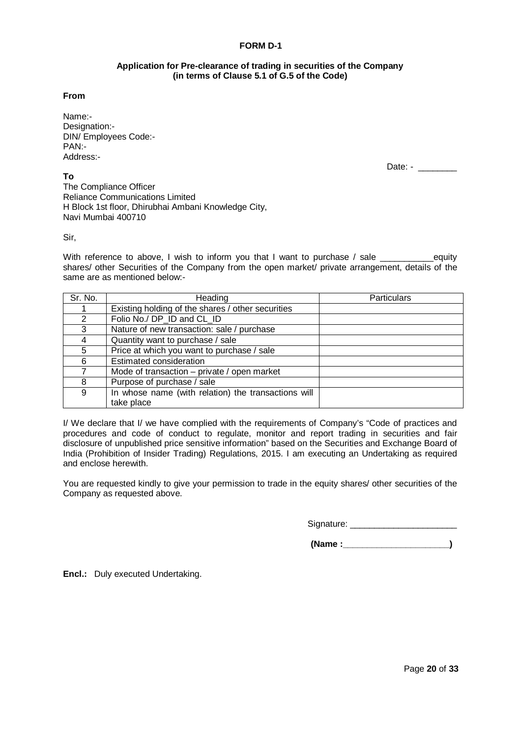**FORM D-1**

**Application for Pre-clearance of trading in securities of the Company (in terms of Clause 5.1 of G.5 of the Code)**

**From**

Name:-
Designation:-
DIN/ Employees Code:-
PAN:-
Address:-

Date: - ________

**To**
The Compliance Officer
Reliance Communications Limited
H Block 1st floor, Dhirubhai Ambani Knowledge City,
Navi Mumbai 400710

Sir,

With reference to above, I wish to inform you that I want to purchase / sale ___________equity shares/ other Securities of the Company from the open market/ private arrangement, details of the same are as mentioned below:-

| Sr. No. | Heading | Particulars |
|---|---|---|
| 1 | Existing holding of the shares / other securities | |
| 2 | Folio No./ DP_ID and CL_ID | |
| 3 | Nature of new transaction: sale / purchase | |
| 4 | Quantity want to purchase / sale | |
| 5 | Price at which you want to purchase / sale | |
| 6 | Estimated consideration | |
| 7 | Mode of transaction – private / open market | |
| 8 | Purpose of purchase / sale | |
| 9 | In whose name (with relation) the transactions will take place | |

I/ We declare that I/ we have complied with the requirements of Company's "Code of practices and procedures and code of conduct to regulate, monitor and report trading in securities and fair disclosure of unpublished price sensitive information" based on the Securities and Exchange Board of India (Prohibition of Insider Trading) Regulations, 2015. I am executing an Undertaking as required and enclose herewith.

You are requested kindly to give your permission to trade in the equity shares/ other securities of the Company as requested above.

Signature: ______________________

**(Name :______________________)**

**Encl.:** Duly executed Undertaking.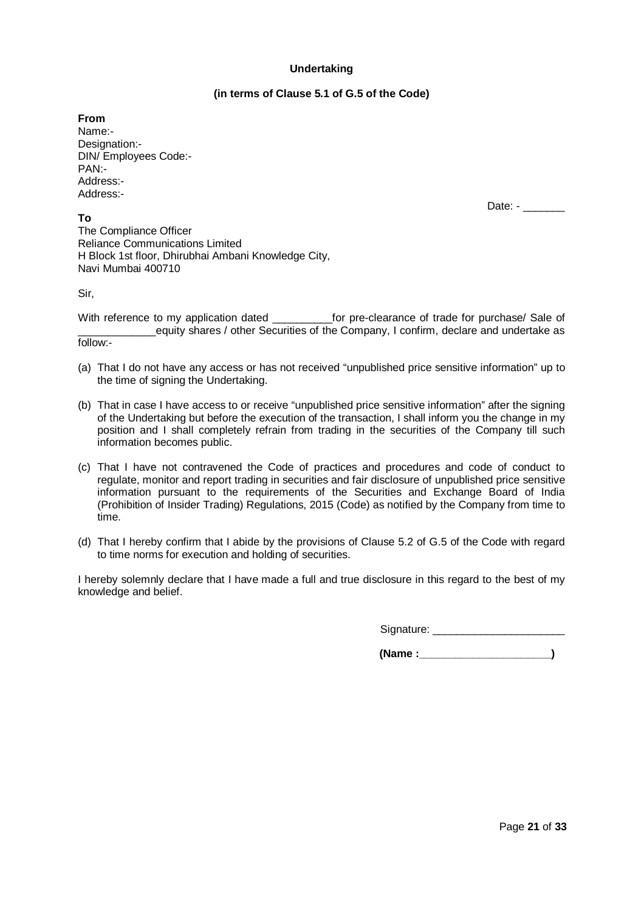**Undertaking**

**(in terms of Clause 5.1 of G.5 of the Code)**

**From**
Name:-
Designation:-
DIN/ Employees Code:-
PAN:-
Address:-
Address:-

Date: - _______

**To**
The Compliance Officer
Reliance Communications Limited
H Block 1st floor, Dhirubhai Ambani Knowledge City,
Navi Mumbai 400710

Sir,

With reference to my application dated __________for pre-clearance of trade for purchase/ Sale of _____________equity shares / other Securities of the Company, I confirm, declare and undertake as follow:-

(a) That I do not have any access or has not received "unpublished price sensitive information" up to the time of signing the Undertaking.

(b) That in case I have access to or receive "unpublished price sensitive information" after the signing of the Undertaking but before the execution of the transaction, I shall inform you the change in my position and I shall completely refrain from trading in the securities of the Company till such information becomes public.

(c) That I have not contravened the Code of practices and procedures and code of conduct to regulate, monitor and report trading in securities and fair disclosure of unpublished price sensitive information pursuant to the requirements of the Securities and Exchange Board of India (Prohibition of Insider Trading) Regulations, 2015 (Code) as notified by the Company from time to time.

(d) That I hereby confirm that I abide by the provisions of Clause 5.2 of G.5 of the Code with regard to time norms for execution and holding of securities.

I hereby solemnly declare that I have made a full and true disclosure in this regard to the best of my knowledge and belief.

Signature: ______________________

**(Name :______________________)**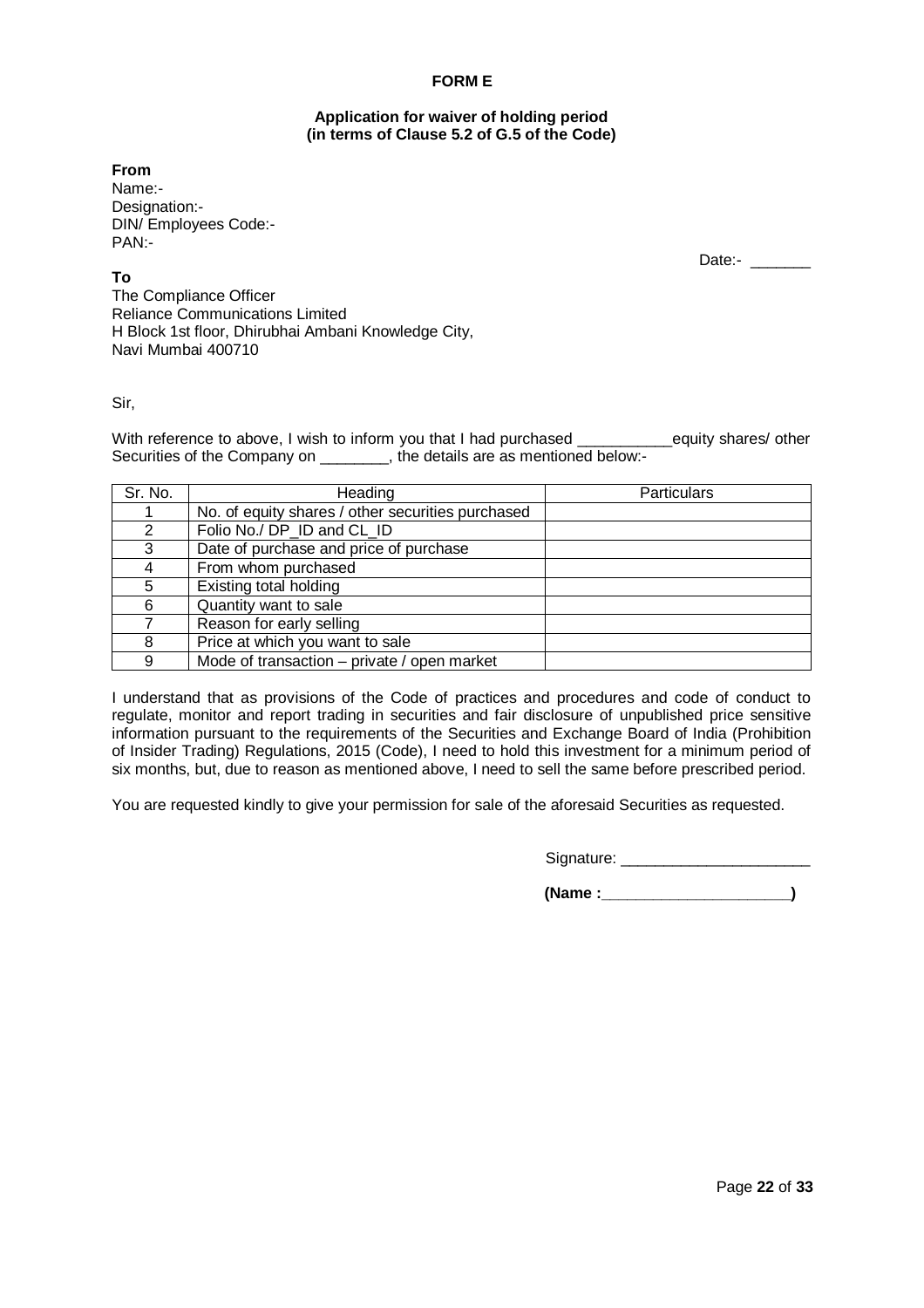**FORM E**

**Application for waiver of holding period**
**(in terms of Clause 5.2 of G.5 of the Code)**

**From**
Name:-
Designation:-
DIN/ Employees Code:-
PAN:-

Date:- _______

**To**
The Compliance Officer
Reliance Communications Limited
H Block 1st floor, Dhirubhai Ambani Knowledge City,
Navi Mumbai 400710

Sir,

With reference to above, I wish to inform you that I had purchased ___________equity shares/ other Securities of the Company on ________, the details are as mentioned below:-

| Sr. No. | Heading | Particulars |
|---|---|---|
| 1 | No. of equity shares / other securities purchased | |
| 2 | Folio No./ DP_ID and CL_ID | |
| 3 | Date of purchase and price of purchase | |
| 4 | From whom purchased | |
| 5 | Existing total holding | |
| 6 | Quantity want to sale | |
| 7 | Reason for early selling | |
| 8 | Price at which you want to sale | |
| 9 | Mode of transaction – private / open market | |

I understand that as provisions of the Code of practices and procedures and code of conduct to regulate, monitor and report trading in securities and fair disclosure of unpublished price sensitive information pursuant to the requirements of the Securities and Exchange Board of India (Prohibition of Insider Trading) Regulations, 2015 (Code), I need to hold this investment for a minimum period of six months, but, due to reason as mentioned above, I need to sell the same before prescribed period.

You are requested kindly to give your permission for sale of the aforesaid Securities as requested.

Signature: ______________________

**(Name :______________________)**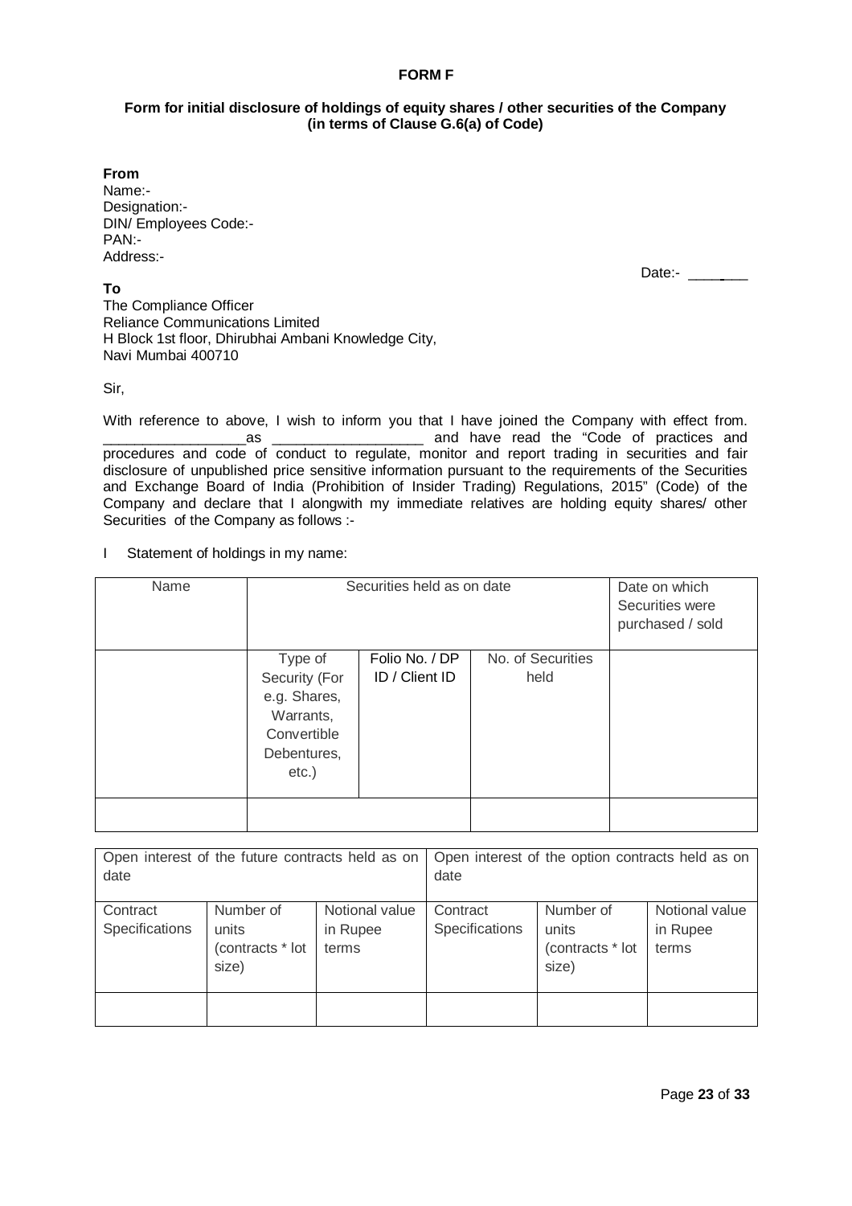**FORM F**

**Form for initial disclosure of holdings of equity shares / other securities of the Company (in terms of Clause G.6(a) of Code)**

**From**
Name:-
Designation:-
DIN/ Employees Code:-
PAN:-
Address:-

Date:- ________

**To**
The Compliance Officer
Reliance Communications Limited
H Block 1st floor, Dhirubhai Ambani Knowledge City,
Navi Mumbai 400710

Sir,

With reference to above, I wish to inform you that I have joined the Company with effect from. __________________as ___________________ and have read the "Code of practices and procedures and code of conduct to regulate, monitor and report trading in securities and fair disclosure of unpublished price sensitive information pursuant to the requirements of the Securities and Exchange Board of India (Prohibition of Insider Trading) Regulations, 2015" (Code) of the Company and declare that I alongwith my immediate relatives are holding equity shares/ other Securities of the Company as follows :-

I Statement of holdings in my name:

| Name | Securities held as on date | | | Date on which Securities were purchased / sold |
|---|---|---|---|---|
| | Type of Security (For e.g. Shares, Warrants, Convertible Debentures, etc.) | Folio No. / DP ID / Client ID | No. of Securities held | |
| | | | | |

| Open interest of the future contracts held as on date | | | Open interest of the option contracts held as on date | | |
|---|---|---|---|---|---|
| Contract Specifications | Number of units (contracts * lot size) | Notional value in Rupee terms | Contract Specifications | Number of units (contracts * lot size) | Notional value in Rupee terms |
| | | | | | |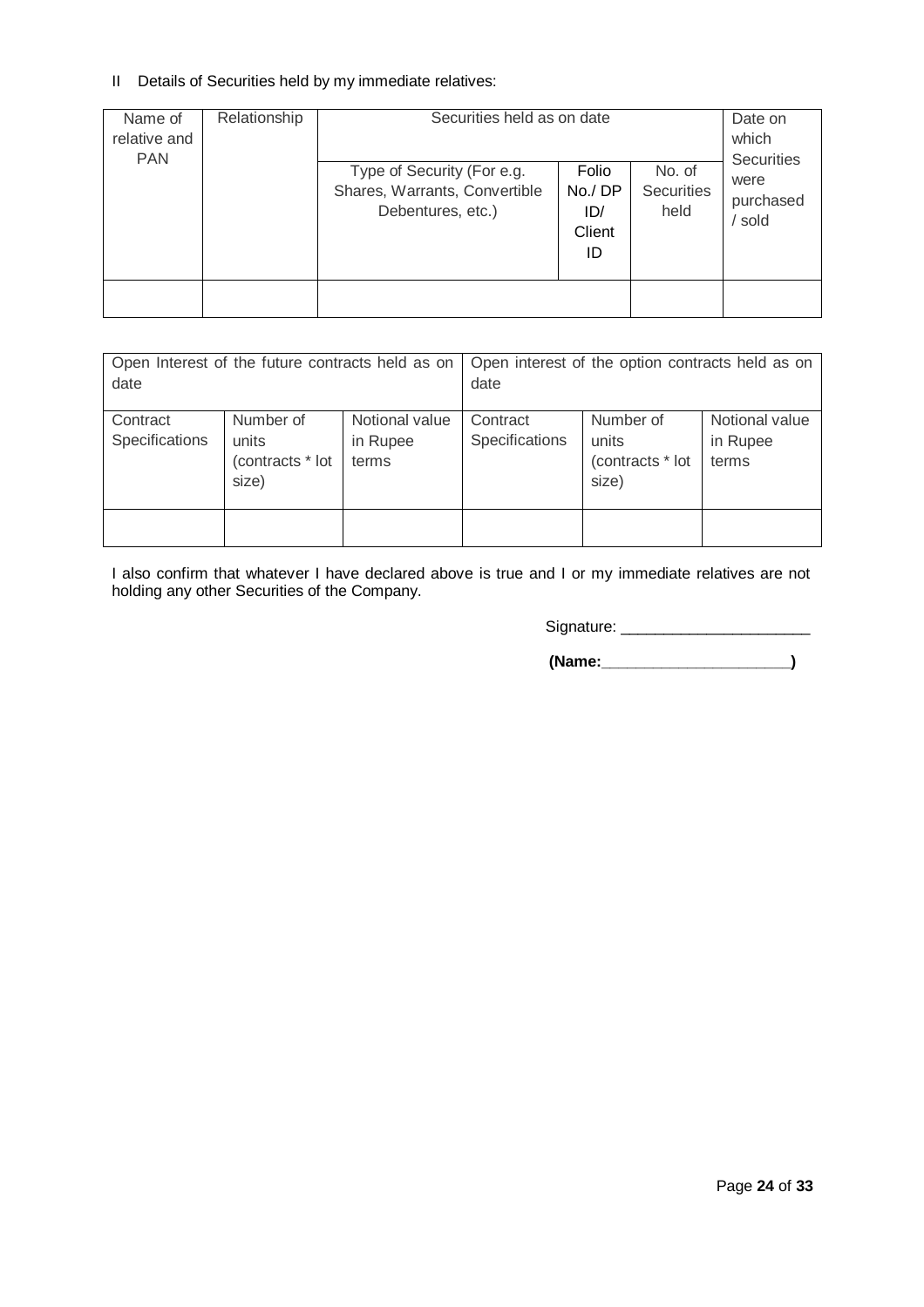II Details of Securities held by my immediate relatives:

| Name of relative and PAN | Relationship | Securities held as on date | | | Date on which Securities were purchased / sold |
|---|---|---|---|---|---|
| | | Type of Security (For e.g. Shares, Warrants, Convertible Debentures, etc.) | Folio No./ DP ID/ Client ID | No. of Securities held | |
| | | | | | |

| Open Interest of the future contracts held as on date | | | Open interest of the option contracts held as on date | | |
|---|---|---|---|---|---|
| Contract Specifications | Number of units (contracts * lot size) | Notional value in Rupee terms | Contract Specifications | Number of units (contracts * lot size) | Notional value in Rupee terms |
| | | | | | |

I also confirm that whatever I have declared above is true and I or my immediate relatives are not holding any other Securities of the Company.

Signature: ______________________

**(Name:______________________)**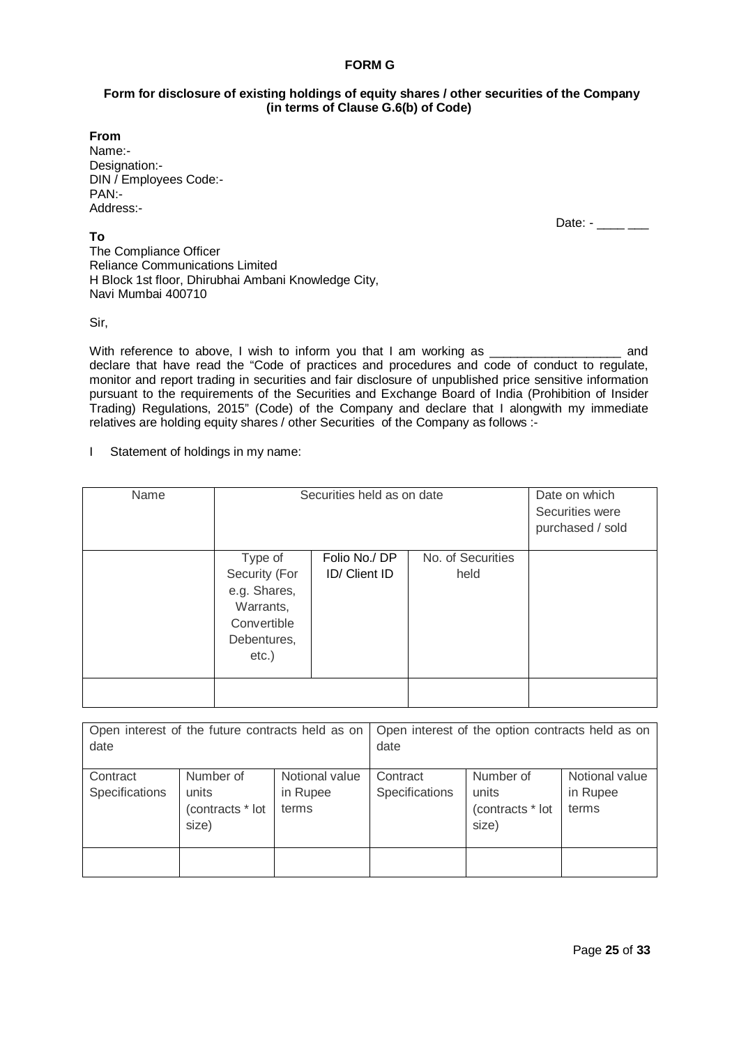**FORM G**

**Form for disclosure of existing holdings of equity shares / other securities of the Company (in terms of Clause G.6(b) of Code)**

**From**
Name:-
Designation:-
DIN / Employees Code:-
PAN:-
Address:-

Date: - ____ ___

**To**
The Compliance Officer
Reliance Communications Limited
H Block 1st floor, Dhirubhai Ambani Knowledge City,
Navi Mumbai 400710

Sir,

With reference to above, I wish to inform you that I am working as ___________________ and declare that have read the "Code of practices and procedures and code of conduct to regulate, monitor and report trading in securities and fair disclosure of unpublished price sensitive information pursuant to the requirements of the Securities and Exchange Board of India (Prohibition of Insider Trading) Regulations, 2015" (Code) of the Company and declare that I alongwith my immediate relatives are holding equity shares / other Securities of the Company as follows :-

I Statement of holdings in my name:

| Name | Securities held as on date | | | Date on which Securities were purchased / sold |
|---|---|---|---|---|
| | Type of Security (For e.g. Shares, Warrants, Convertible Debentures, etc.) | Folio No./ DP ID/ Client ID | No. of Securities held | |
| | | | | |

| Open interest of the future contracts held as on date | | | Open interest of the option contracts held as on date | | |
|---|---|---|---|---|---|
| Contract Specifications | Number of units (contracts * lot size) | Notional value in Rupee terms | Contract Specifications | Number of units (contracts * lot size) | Notional value in Rupee terms |
| | | | | | |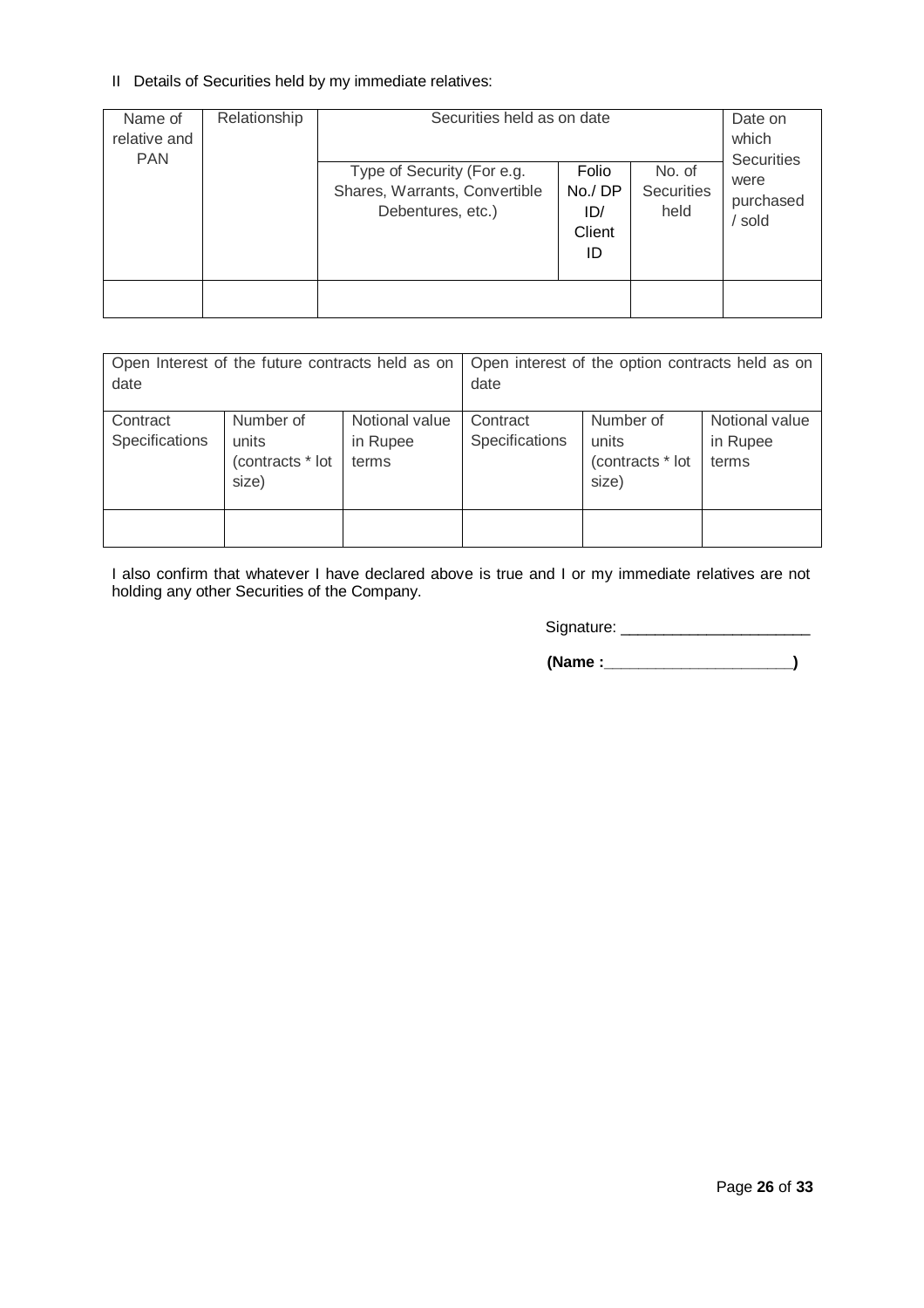II Details of Securities held by my immediate relatives:

| Name of relative and PAN | Relationship | Securities held as on date | | | Date on which Securities were purchased / sold |
|---|---|---|---|---|---|
| | | Type of Security (For e.g. Shares, Warrants, Convertible Debentures, etc.) | Folio No./ DP ID/ Client ID | No. of Securities held | |
| | | | | | |

| Open Interest of the future contracts held as on date | | | Open interest of the option contracts held as on date | | |
|---|---|---|---|---|---|
| Contract Specifications | Number of units (contracts * lot size) | Notional value in Rupee terms | Contract Specifications | Number of units (contracts * lot size) | Notional value in Rupee terms |
| | | | | | |

I also confirm that whatever I have declared above is true and I or my immediate relatives are not holding any other Securities of the Company.

Signature: ______________________

**(Name :______________________)**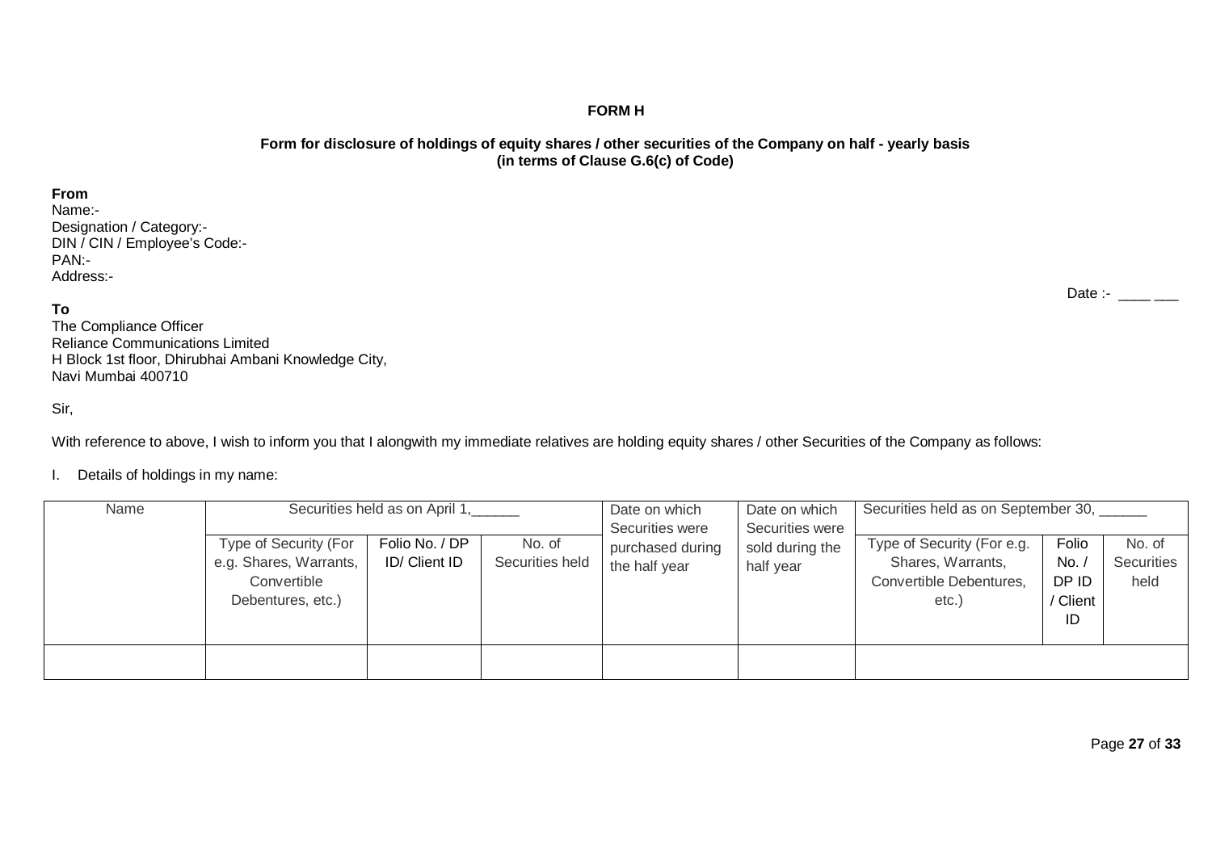**FORM H**

**Form for disclosure of holdings of equity shares / other securities of the Company on half - yearly basis (in terms of Clause G.6(c) of Code)**

**From**
Name:-
Designation / Category:-
DIN / CIN / Employee's Code:-
PAN:-
Address:-

Date :- ____ ___

**To**
The Compliance Officer
Reliance Communications Limited
H Block 1st floor, Dhirubhai Ambani Knowledge City,
Navi Mumbai 400710

Sir,

With reference to above, I wish to inform you that I alongwith my immediate relatives are holding equity shares / other Securities of the Company as follows:

I. Details of holdings in my name:

| Name | Securities held as on April 1,______ | | | Date on which Securities were purchased during the half year | Date on which Securities were sold during the half year | Securities held as on September 30, ______ | | |
|---|---|---|---|---|---|---|---|---|
| | Type of Security (For e.g. Shares, Warrants, Convertible Debentures, etc.) | Folio No. / DP ID/ Client ID | No. of Securities held | | | Type of Security (For e.g. Shares, Warrants, Convertible Debentures, etc.) | Folio No. / DP ID / Client ID | No. of Securities held |
| | | | | | | | | |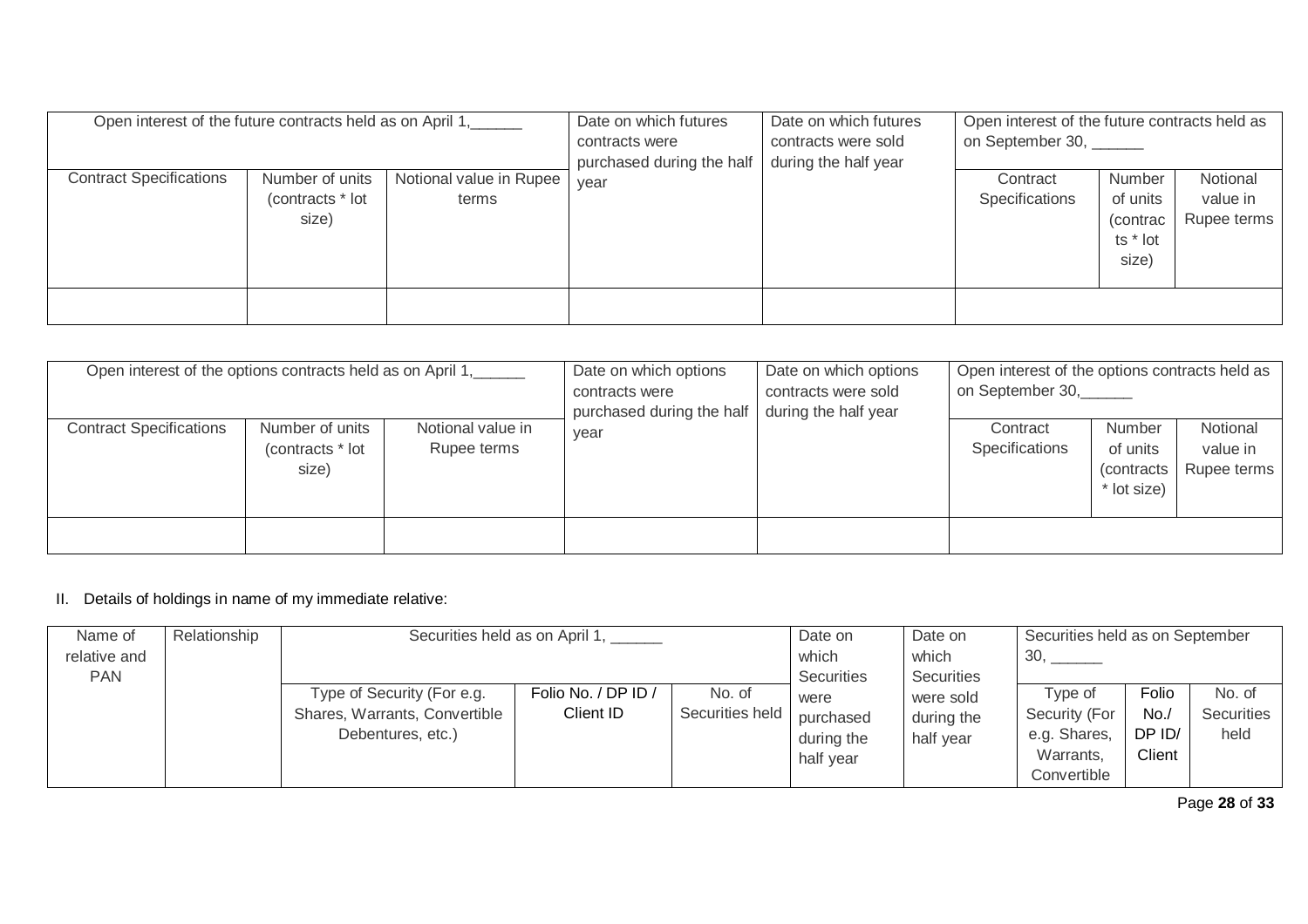| Open interest of the future contracts held as on April 1,______ | | | Date on which futures contracts were purchased during the half year | Date on which futures contracts were sold during the half year | Open interest of the future contracts held as on September 30, ______ | | |
|---|---|---|---|---|---|---|---|
| Contract Specifications | Number of units (contracts * lot size) | Notional value in Rupee terms | | | Contract Specifications | Number of units (contracts * lot size) | Notional value in Rupee terms |
| | | | | | | | |

| Open interest of the options contracts held as on April 1,______ | | | Date on which options contracts were purchased during the half year | Date on which options contracts were sold during the half year | Open interest of the options contracts held as on September 30,______ | | |
|---|---|---|---|---|---|---|---|
| Contract Specifications | Number of units (contracts * lot size) | Notional value in Rupee terms | | | Contract Specifications | Number of units (contracts * lot size) | Notional value in Rupee terms |
| | | | | | | | |

II. Details of holdings in name of my immediate relative:

| Name of relative and PAN | Relationship | Securities held as on April 1, ______ | | | Date on which Securities were purchased during the half year | Date on which Securities were sold during the half year | Securities held as on September 30, ______ | | |
|---|---|---|---|---|---|---|---|---|---|
| | | Type of Security (For e.g. Shares, Warrants, Convertible Debentures, etc.) | Folio No. / DP ID / Client ID | No. of Securities held | | | Type of Security (For e.g. Shares, Warrants, Convertible | Folio No./ DP ID/ Client | No. of Securities held |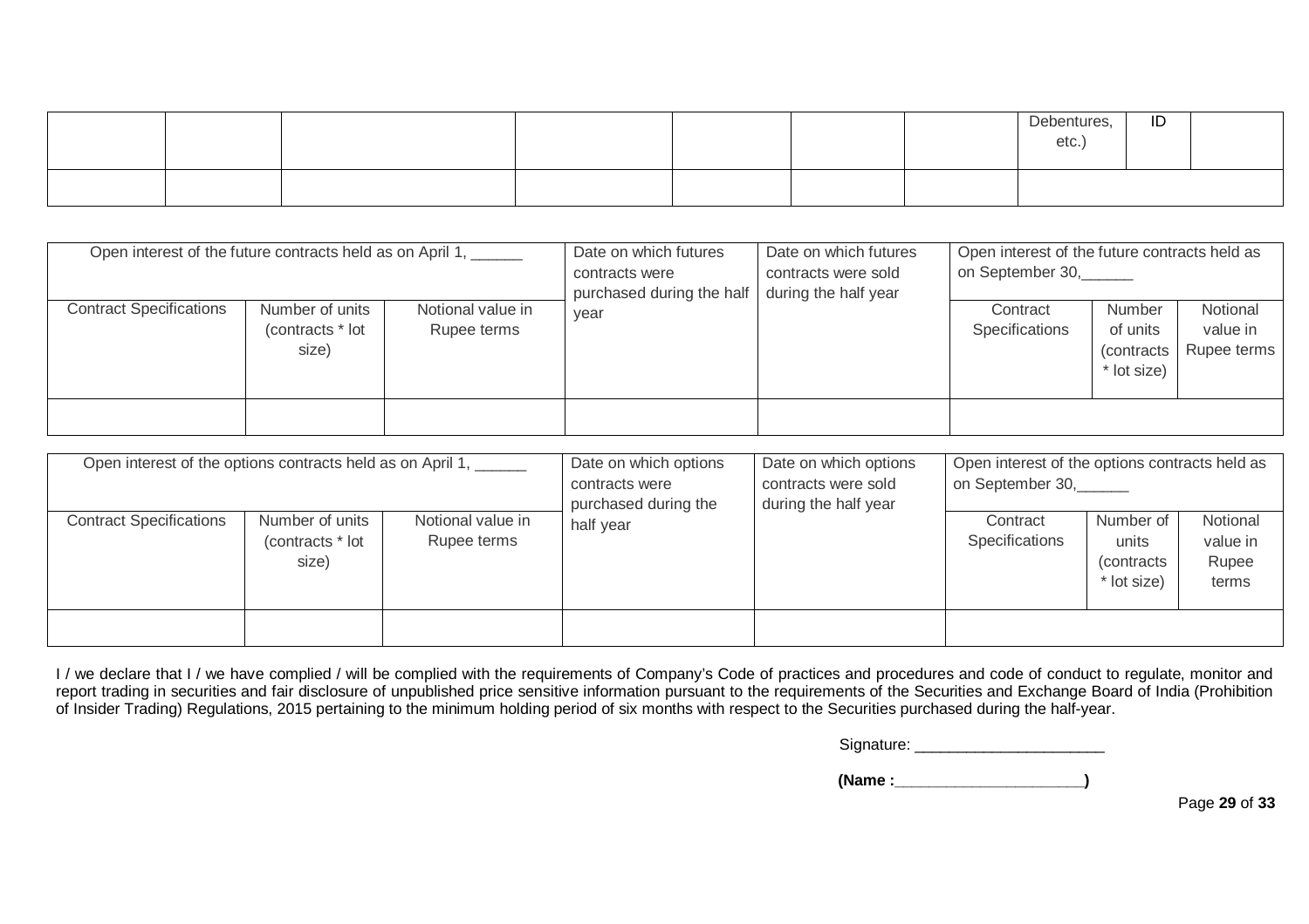| | | | | | | | Debentures, etc.) | ID | |
|---|---|---|---|---|---|---|---|---|---|
| | | | | | | | | | |

| Open interest of the future contracts held as on April 1, ______ | | | Date on which futures contracts were purchased during the half year | Date on which futures contracts were sold during the half year | Open interest of the future contracts held as on September 30,______ | | |
|---|---|---|---|---|---|---|---|
| Contract Specifications | Number of units (contracts * lot size) | Notional value in Rupee terms | | | Contract Specifications | Number of units (contracts * lot size) | Notional value in Rupee terms |
| | | | | | | | |

| Open interest of the options contracts held as on April 1, ______ | | | Date on which options contracts were purchased during the half year | Date on which options contracts were sold during the half year | Open interest of the options contracts held as on September 30,______ | | |
|---|---|---|---|---|---|---|---|
| Contract Specifications | Number of units (contracts * lot size) | Notional value in Rupee terms | | | Contract Specifications | Number of units (contracts * lot size) | Notional value in Rupee terms |
| | | | | | | | |

I / we declare that I / we have complied / will be complied with the requirements of Company's Code of practices and procedures and code of conduct to regulate, monitor and report trading in securities and fair disclosure of unpublished price sensitive information pursuant to the requirements of the Securities and Exchange Board of India (Prohibition of Insider Trading) Regulations, 2015 pertaining to the minimum holding period of six months with respect to the Securities purchased during the half-year.

Signature: ______________________

**(Name :______________________)**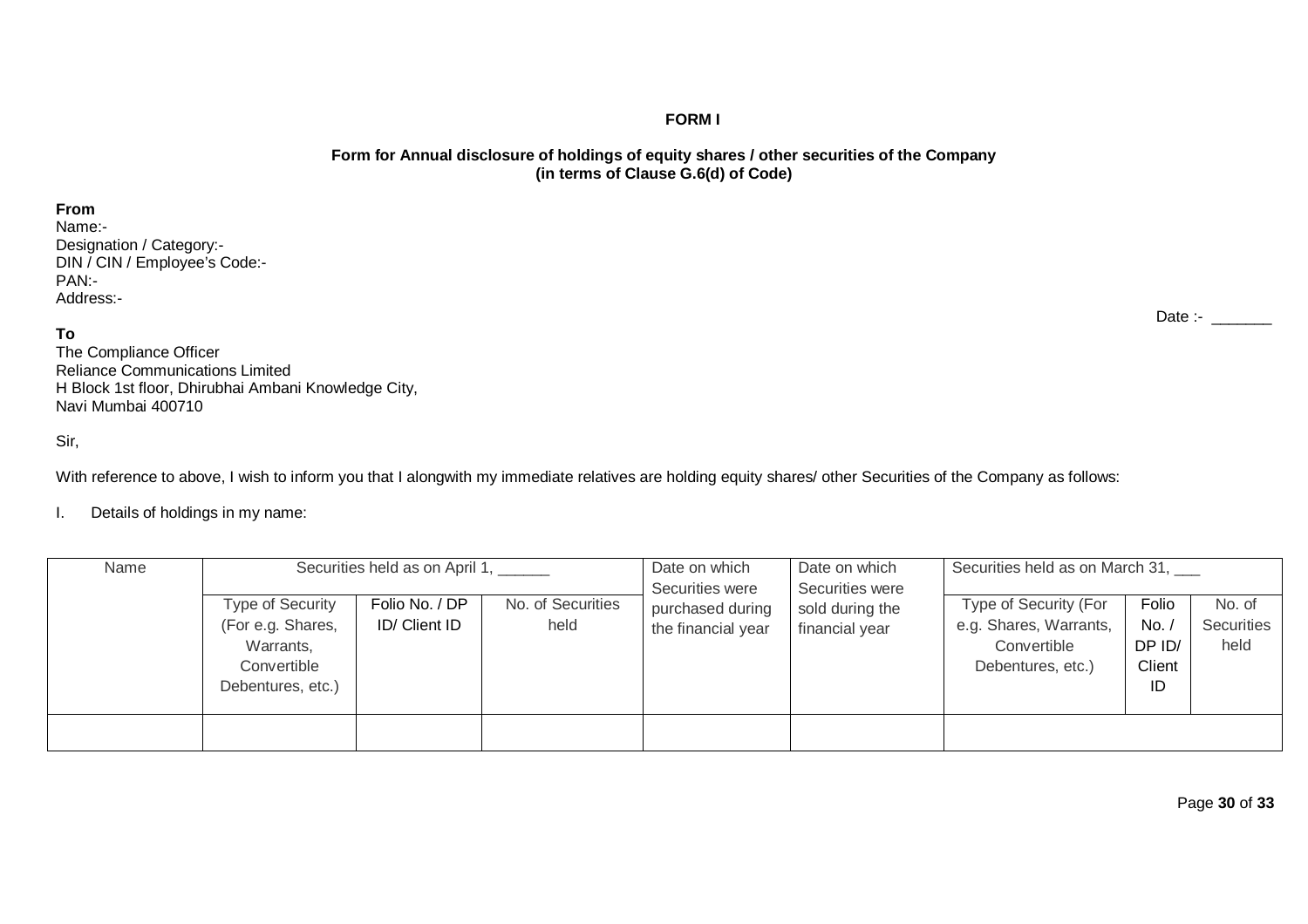**FORM I**

**Form for Annual disclosure of holdings of equity shares / other securities of the Company (in terms of Clause G.6(d) of Code)**

**From**
Name:-
Designation / Category:-
DIN / CIN / Employee's Code:-
PAN:-
Address:-

Date :- _______

**To**
The Compliance Officer
Reliance Communications Limited
H Block 1st floor, Dhirubhai Ambani Knowledge City,
Navi Mumbai 400710

Sir,

With reference to above, I wish to inform you that I alongwith my immediate relatives are holding equity shares/ other Securities of the Company as follows:

I. Details of holdings in my name:

| Name | Securities held as on April 1, ______ | | | Date on which Securities were purchased during the financial year | Date on which Securities were sold during the financial year | Securities held as on March 31, ___ | | |
|---|---|---|---|---|---|---|---|---|
| | Type of Security (For e.g. Shares, Warrants, Convertible Debentures, etc.) | Folio No. / DP ID/ Client ID | No. of Securities held | | | Type of Security (For e.g. Shares, Warrants, Convertible Debentures, etc.) | Folio No. / DP ID/ Client ID | No. of Securities held |
| | | | | | | | | |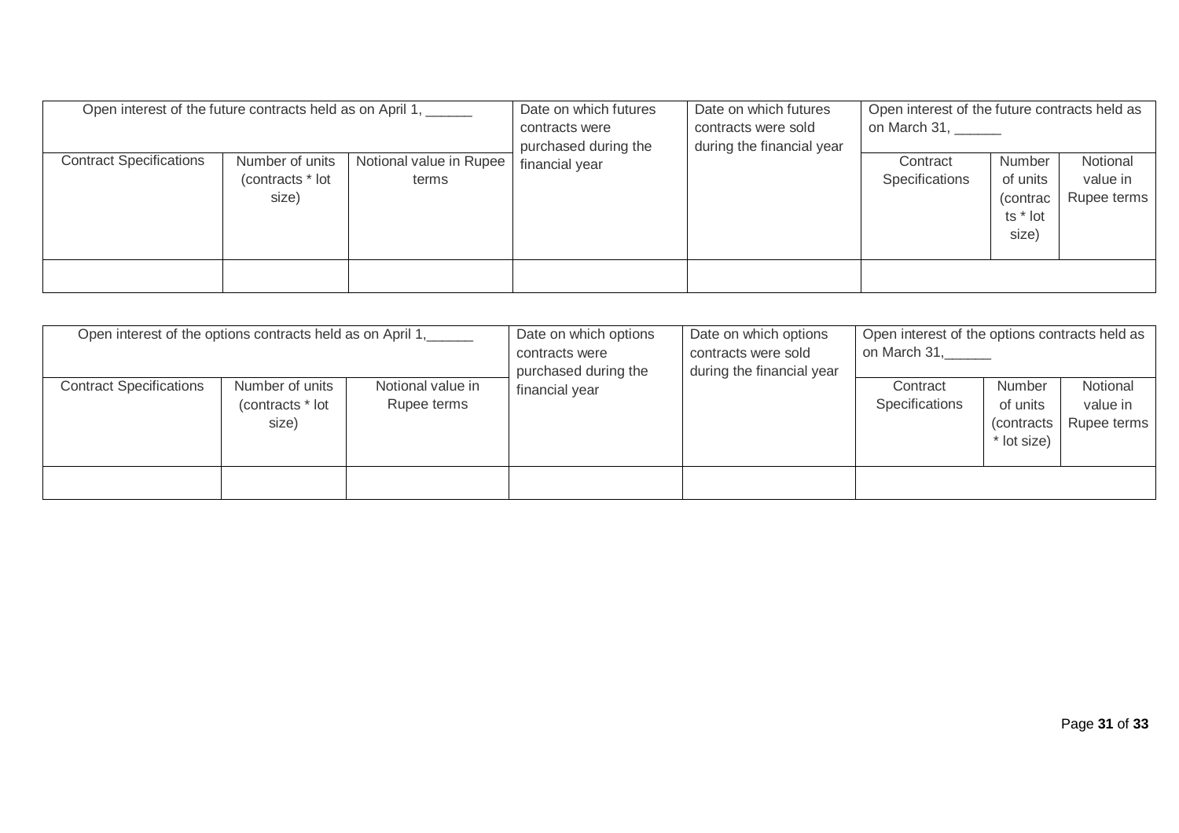| Open interest of the future contracts held as on April 1, ______ | | | Date on which futures contracts were purchased during the financial year | Date on which futures contracts were sold during the financial year | Open interest of the future contracts held as on March 31, ______ | | |
|---|---|---|---|---|---|---|---|
| Contract Specifications | Number of units (contracts * lot size) | Notional value in Rupee terms | | | Contract Specifications | Number of units (contracts * lot size) | Notional value in Rupee terms |
| | | | | | | | |

| Open interest of the options contracts held as on April 1,______ | | | Date on which options contracts were purchased during the financial year | Date on which options contracts were sold during the financial year | Open interest of the options contracts held as on March 31,______ | | |
|---|---|---|---|---|---|---|---|
| Contract Specifications | Number of units (contracts * lot size) | Notional value in Rupee terms | | | Contract Specifications | Number of units (contracts * lot size) | Notional value in Rupee terms |
| | | | | | | | |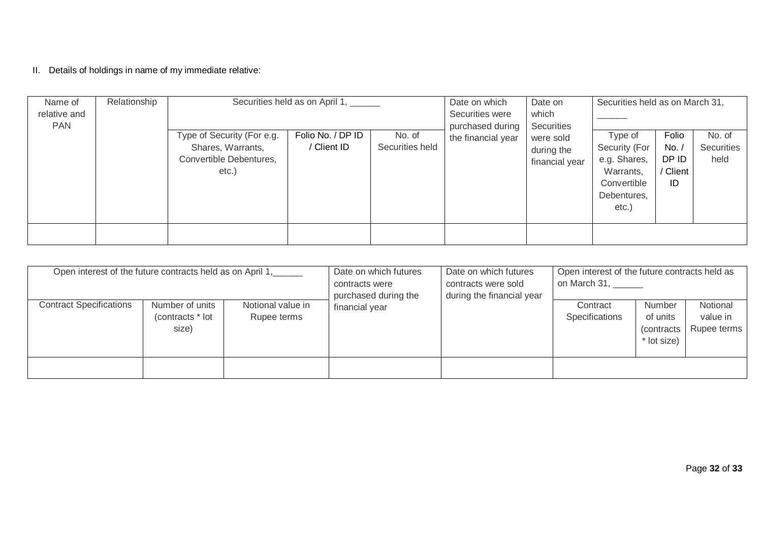II. Details of holdings in name of my immediate relative:

| Name of relative and PAN | Relationship | Securities held as on April 1, ______ | | | Date on which Securities were purchased during the financial year | Date on which Securities were sold during the financial year | Securities held as on March 31, ______ | | |
|---|---|---|---|---|---|---|---|---|---|
| | | Type of Security (For e.g. Shares, Warrants, Convertible Debentures, etc.) | Folio No. / DP ID / Client ID | No. of Securities held | | | Type of Security (For e.g. Shares, Warrants, Convertible Debentures, etc.) | Folio No. / DP ID / Client ID | No. of Securities held |
| | | | | | | | | | |

| Open interest of the future contracts held as on April 1,______ | | | Date on which futures contracts were purchased during the financial year | Date on which futures contracts were sold during the financial year | Open interest of the future contracts held as on March 31, ______ | | |
|---|---|---|---|---|---|---|---|
| Contract Specifications | Number of units (contracts * lot size) | Notional value in Rupee terms | | | Contract Specifications | Number of units (contracts * lot size) | Notional value in Rupee terms |
| | | | | | | | |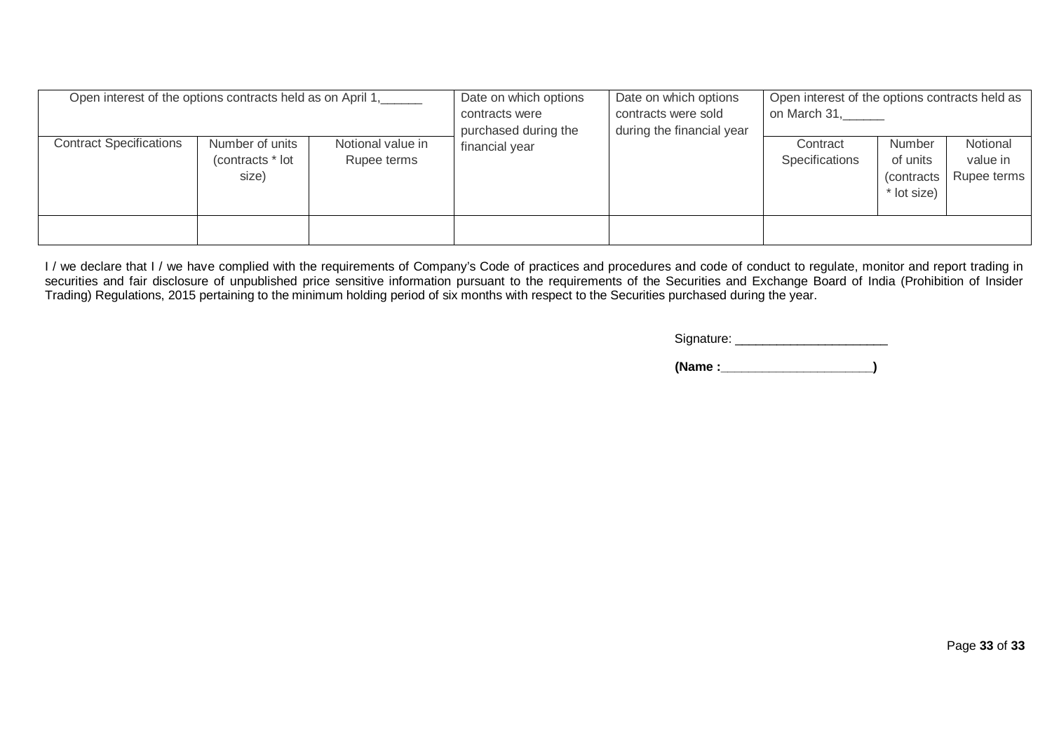| Open interest of the options contracts held as on April 1,______ | | | Date on which options contracts were purchased during the financial year | Date on which options contracts were sold during the financial year | Open interest of the options contracts held as on March 31,______ | | |
|---|---|---|---|---|---|---|---|
| Contract Specifications | Number of units (contracts * lot size) | Notional value in Rupee terms | | | Contract Specifications | Number of units (contracts * lot size) | Notional value in Rupee terms |
| | | | | | | | |

I / we declare that I / we have complied with the requirements of Company's Code of practices and procedures and code of conduct to regulate, monitor and report trading in securities and fair disclosure of unpublished price sensitive information pursuant to the requirements of the Securities and Exchange Board of India (Prohibition of Insider Trading) Regulations, 2015 pertaining to the minimum holding period of six months with respect to the Securities purchased during the year.

Signature: ______________________

**(Name :______________________)**